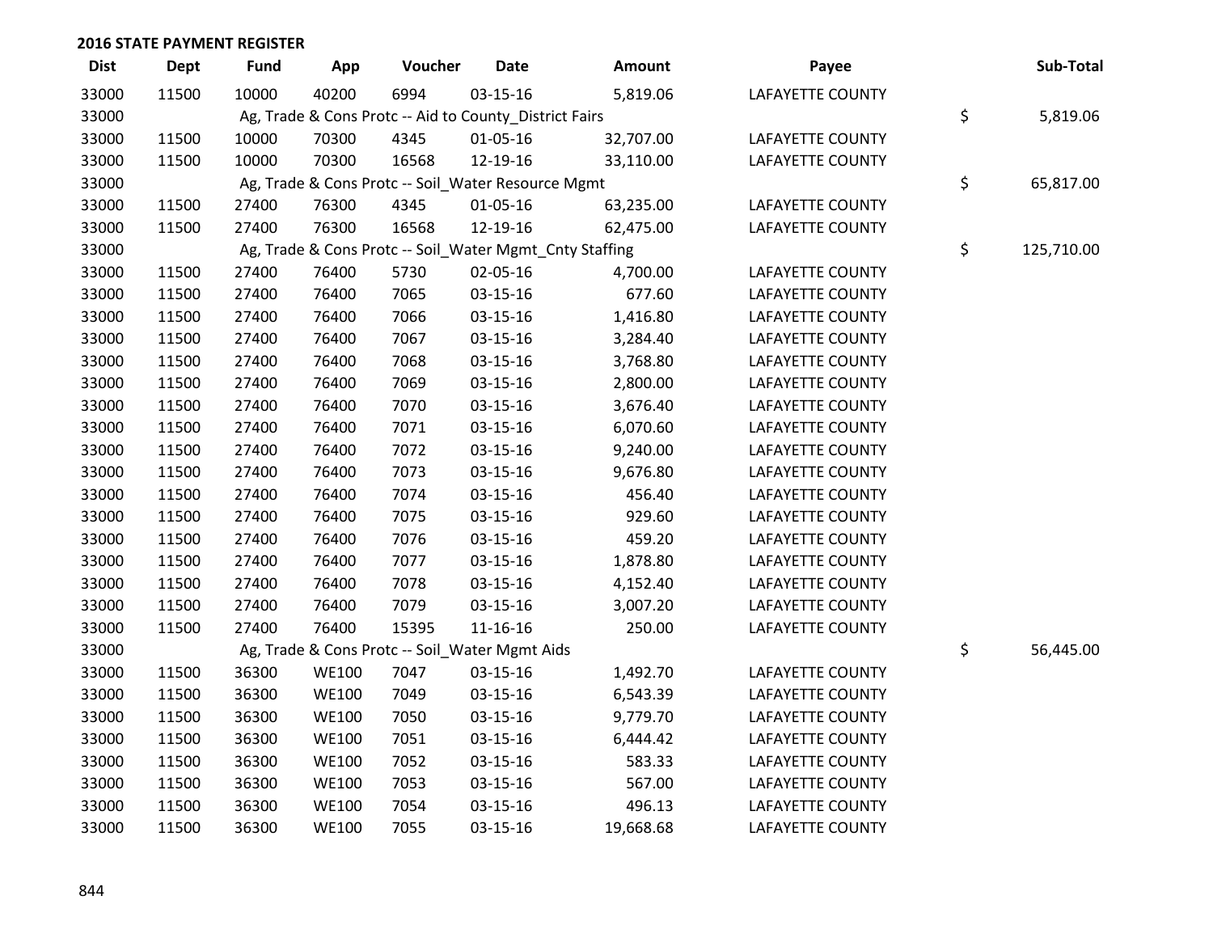## 2016 STATE PAYMENT REGISTER

| Dist | Dept | Fund | App | Voucher | Date | Amount | Payee | Sub-Total |
|---|---|---|---|---|---|---|---|---|
| 33000 | 11500 | 10000 | 40200 | 6994 | 03-15-16 | 5,819.06 | LAFAYETTE COUNTY | |
| 33000 | | Ag, Trade & Cons Protc -- Aid to County_District Fairs | | | | | | $ 5,819.06 |
| 33000 | 11500 | 10000 | 70300 | 4345 | 01-05-16 | 32,707.00 | LAFAYETTE COUNTY | |
| 33000 | 11500 | 10000 | 70300 | 16568 | 12-19-16 | 33,110.00 | LAFAYETTE COUNTY | |
| 33000 | | Ag, Trade & Cons Protc -- Soil_Water Resource Mgmt | | | | | | $ 65,817.00 |
| 33000 | 11500 | 27400 | 76300 | 4345 | 01-05-16 | 63,235.00 | LAFAYETTE COUNTY | |
| 33000 | 11500 | 27400 | 76300 | 16568 | 12-19-16 | 62,475.00 | LAFAYETTE COUNTY | |
| 33000 | | Ag, Trade & Cons Protc -- Soil_Water Mgmt_Cnty Staffing | | | | | | $ 125,710.00 |
| 33000 | 11500 | 27400 | 76400 | 5730 | 02-05-16 | 4,700.00 | LAFAYETTE COUNTY | |
| 33000 | 11500 | 27400 | 76400 | 7065 | 03-15-16 | 677.60 | LAFAYETTE COUNTY | |
| 33000 | 11500 | 27400 | 76400 | 7066 | 03-15-16 | 1,416.80 | LAFAYETTE COUNTY | |
| 33000 | 11500 | 27400 | 76400 | 7067 | 03-15-16 | 3,284.40 | LAFAYETTE COUNTY | |
| 33000 | 11500 | 27400 | 76400 | 7068 | 03-15-16 | 3,768.80 | LAFAYETTE COUNTY | |
| 33000 | 11500 | 27400 | 76400 | 7069 | 03-15-16 | 2,800.00 | LAFAYETTE COUNTY | |
| 33000 | 11500 | 27400 | 76400 | 7070 | 03-15-16 | 3,676.40 | LAFAYETTE COUNTY | |
| 33000 | 11500 | 27400 | 76400 | 7071 | 03-15-16 | 6,070.60 | LAFAYETTE COUNTY | |
| 33000 | 11500 | 27400 | 76400 | 7072 | 03-15-16 | 9,240.00 | LAFAYETTE COUNTY | |
| 33000 | 11500 | 27400 | 76400 | 7073 | 03-15-16 | 9,676.80 | LAFAYETTE COUNTY | |
| 33000 | 11500 | 27400 | 76400 | 7074 | 03-15-16 | 456.40 | LAFAYETTE COUNTY | |
| 33000 | 11500 | 27400 | 76400 | 7075 | 03-15-16 | 929.60 | LAFAYETTE COUNTY | |
| 33000 | 11500 | 27400 | 76400 | 7076 | 03-15-16 | 459.20 | LAFAYETTE COUNTY | |
| 33000 | 11500 | 27400 | 76400 | 7077 | 03-15-16 | 1,878.80 | LAFAYETTE COUNTY | |
| 33000 | 11500 | 27400 | 76400 | 7078 | 03-15-16 | 4,152.40 | LAFAYETTE COUNTY | |
| 33000 | 11500 | 27400 | 76400 | 7079 | 03-15-16 | 3,007.20 | LAFAYETTE COUNTY | |
| 33000 | 11500 | 27400 | 76400 | 15395 | 11-16-16 | 250.00 | LAFAYETTE COUNTY | |
| 33000 | | Ag, Trade & Cons Protc -- Soil_Water Mgmt Aids | | | | | | $ 56,445.00 |
| 33000 | 11500 | 36300 | WE100 | 7047 | 03-15-16 | 1,492.70 | LAFAYETTE COUNTY | |
| 33000 | 11500 | 36300 | WE100 | 7049 | 03-15-16 | 6,543.39 | LAFAYETTE COUNTY | |
| 33000 | 11500 | 36300 | WE100 | 7050 | 03-15-16 | 9,779.70 | LAFAYETTE COUNTY | |
| 33000 | 11500 | 36300 | WE100 | 7051 | 03-15-16 | 6,444.42 | LAFAYETTE COUNTY | |
| 33000 | 11500 | 36300 | WE100 | 7052 | 03-15-16 | 583.33 | LAFAYETTE COUNTY | |
| 33000 | 11500 | 36300 | WE100 | 7053 | 03-15-16 | 567.00 | LAFAYETTE COUNTY | |
| 33000 | 11500 | 36300 | WE100 | 7054 | 03-15-16 | 496.13 | LAFAYETTE COUNTY | |
| 33000 | 11500 | 36300 | WE100 | 7055 | 03-15-16 | 19,668.68 | LAFAYETTE COUNTY | |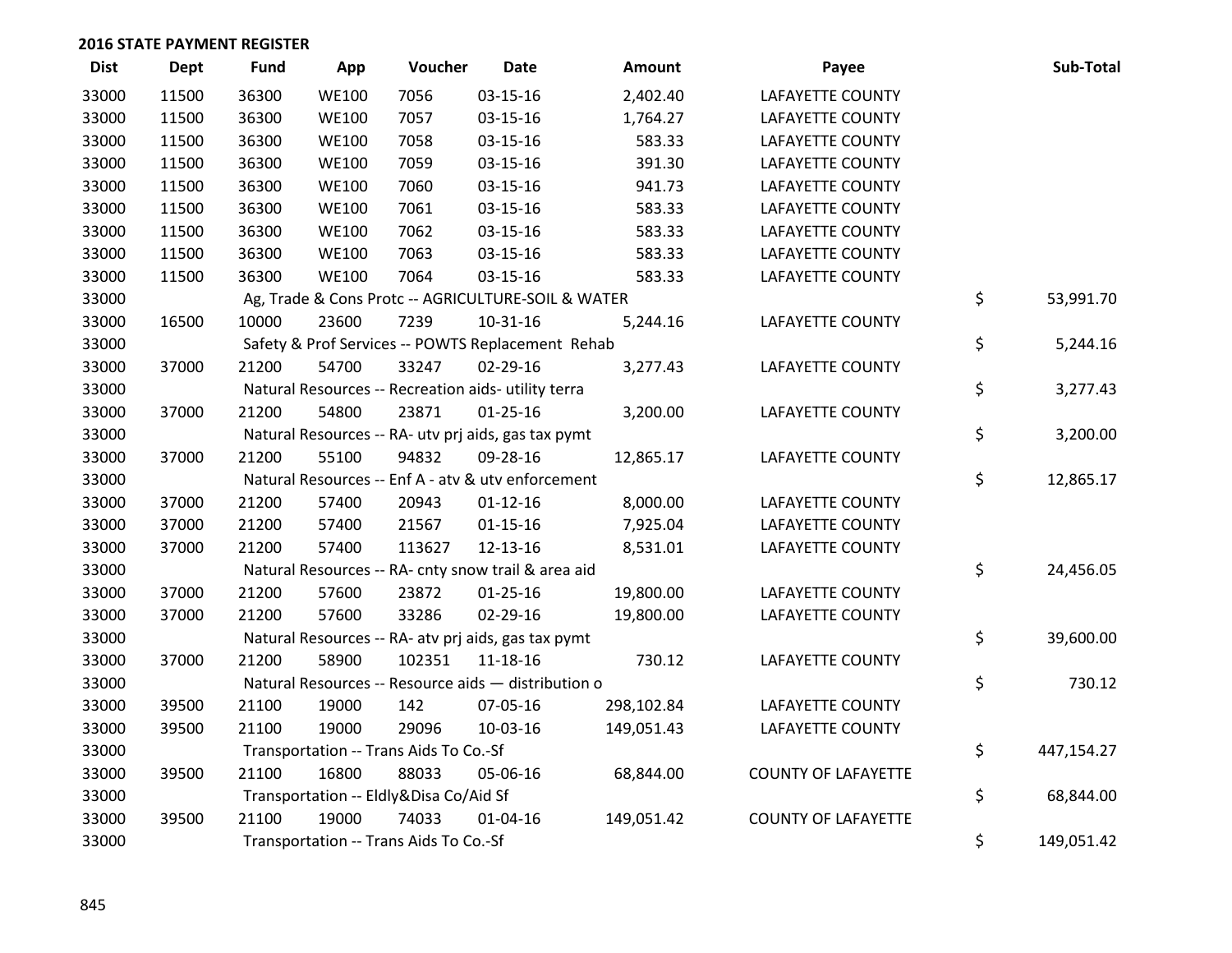## 2016 STATE PAYMENT REGISTER

| Dist | Dept | Fund | App | Voucher | Date | Amount | Payee | Sub-Total |
|---|---|---|---|---|---|---|---|---|
| 33000 | 11500 | 36300 | WE100 | 7056 | 03-15-16 | 2,402.40 | LAFAYETTE COUNTY | |
| 33000 | 11500 | 36300 | WE100 | 7057 | 03-15-16 | 1,764.27 | LAFAYETTE COUNTY | |
| 33000 | 11500 | 36300 | WE100 | 7058 | 03-15-16 | 583.33 | LAFAYETTE COUNTY | |
| 33000 | 11500 | 36300 | WE100 | 7059 | 03-15-16 | 391.30 | LAFAYETTE COUNTY | |
| 33000 | 11500 | 36300 | WE100 | 7060 | 03-15-16 | 941.73 | LAFAYETTE COUNTY | |
| 33000 | 11500 | 36300 | WE100 | 7061 | 03-15-16 | 583.33 | LAFAYETTE COUNTY | |
| 33000 | 11500 | 36300 | WE100 | 7062 | 03-15-16 | 583.33 | LAFAYETTE COUNTY | |
| 33000 | 11500 | 36300 | WE100 | 7063 | 03-15-16 | 583.33 | LAFAYETTE COUNTY | |
| 33000 | 11500 | 36300 | WE100 | 7064 | 03-15-16 | 583.33 | LAFAYETTE COUNTY | |
| 33000 | | Ag, Trade & Cons Protc -- AGRICULTURE-SOIL & WATER | | | | | | $ 53,991.70 |
| 33000 | 16500 | 10000 | 23600 | 7239 | 10-31-16 | 5,244.16 | LAFAYETTE COUNTY | |
| 33000 | | Safety & Prof Services -- POWTS Replacement Rehab | | | | | | $ 5,244.16 |
| 33000 | 37000 | 21200 | 54700 | 33247 | 02-29-16 | 3,277.43 | LAFAYETTE COUNTY | |
| 33000 | | Natural Resources -- Recreation aids- utility terra | | | | | | $ 3,277.43 |
| 33000 | 37000 | 21200 | 54800 | 23871 | 01-25-16 | 3,200.00 | LAFAYETTE COUNTY | |
| 33000 | | Natural Resources -- RA- utv prj aids, gas tax pymt | | | | | | $ 3,200.00 |
| 33000 | 37000 | 21200 | 55100 | 94832 | 09-28-16 | 12,865.17 | LAFAYETTE COUNTY | |
| 33000 | | Natural Resources -- Enf A - atv & utv enforcement | | | | | | $ 12,865.17 |
| 33000 | 37000 | 21200 | 57400 | 20943 | 01-12-16 | 8,000.00 | LAFAYETTE COUNTY | |
| 33000 | 37000 | 21200 | 57400 | 21567 | 01-15-16 | 7,925.04 | LAFAYETTE COUNTY | |
| 33000 | 37000 | 21200 | 57400 | 113627 | 12-13-16 | 8,531.01 | LAFAYETTE COUNTY | |
| 33000 | | Natural Resources -- RA- cnty snow trail & area aid | | | | | | $ 24,456.05 |
| 33000 | 37000 | 21200 | 57600 | 23872 | 01-25-16 | 19,800.00 | LAFAYETTE COUNTY | |
| 33000 | 37000 | 21200 | 57600 | 33286 | 02-29-16 | 19,800.00 | LAFAYETTE COUNTY | |
| 33000 | | Natural Resources -- RA- atv prj aids, gas tax pymt | | | | | | $ 39,600.00 |
| 33000 | 37000 | 21200 | 58900 | 102351 | 11-18-16 | 730.12 | LAFAYETTE COUNTY | |
| 33000 | | Natural Resources -- Resource aids — distribution o | | | | | | $ 730.12 |
| 33000 | 39500 | 21100 | 19000 | 142 | 07-05-16 | 298,102.84 | LAFAYETTE COUNTY | |
| 33000 | 39500 | 21100 | 19000 | 29096 | 10-03-16 | 149,051.43 | LAFAYETTE COUNTY | |
| 33000 | | Transportation -- Trans Aids To Co.-Sf | | | | | | $ 447,154.27 |
| 33000 | 39500 | 21100 | 16800 | 88033 | 05-06-16 | 68,844.00 | COUNTY OF LAFAYETTE | |
| 33000 | | Transportation -- Eldly&Disa Co/Aid Sf | | | | | | $ 68,844.00 |
| 33000 | 39500 | 21100 | 19000 | 74033 | 01-04-16 | 149,051.42 | COUNTY OF LAFAYETTE | |
| 33000 | | Transportation -- Trans Aids To Co.-Sf | | | | | | $ 149,051.42 |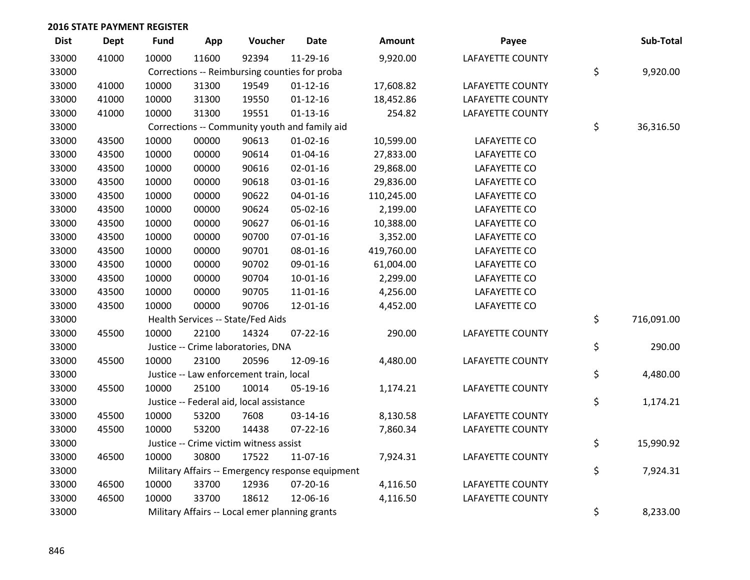**2016 STATE PAYMENT REGISTER**

| Dist | Dept | Fund | App | Voucher | Date | Amount | Payee | | Sub-Total |
|---|---|---|---|---|---|---|---|---|---|
| 33000 | 41000 | 10000 | 11600 | 92394 | 11-29-16 | 9,920.00 | LAFAYETTE COUNTY | | |
| 33000 | | Corrections -- Reimbursing counties for proba | | | | | | $ | 9,920.00 |
| 33000 | 41000 | 10000 | 31300 | 19549 | 01-12-16 | 17,608.82 | LAFAYETTE COUNTY | | |
| 33000 | 41000 | 10000 | 31300 | 19550 | 01-12-16 | 18,452.86 | LAFAYETTE COUNTY | | |
| 33000 | 41000 | 10000 | 31300 | 19551 | 01-13-16 | 254.82 | LAFAYETTE COUNTY | | |
| 33000 | | Corrections -- Community youth and family aid | | | | | | $ | 36,316.50 |
| 33000 | 43500 | 10000 | 00000 | 90613 | 01-02-16 | 10,599.00 | LAFAYETTE CO | | |
| 33000 | 43500 | 10000 | 00000 | 90614 | 01-04-16 | 27,833.00 | LAFAYETTE CO | | |
| 33000 | 43500 | 10000 | 00000 | 90616 | 02-01-16 | 29,868.00 | LAFAYETTE CO | | |
| 33000 | 43500 | 10000 | 00000 | 90618 | 03-01-16 | 29,836.00 | LAFAYETTE CO | | |
| 33000 | 43500 | 10000 | 00000 | 90622 | 04-01-16 | 110,245.00 | LAFAYETTE CO | | |
| 33000 | 43500 | 10000 | 00000 | 90624 | 05-02-16 | 2,199.00 | LAFAYETTE CO | | |
| 33000 | 43500 | 10000 | 00000 | 90627 | 06-01-16 | 10,388.00 | LAFAYETTE CO | | |
| 33000 | 43500 | 10000 | 00000 | 90700 | 07-01-16 | 3,352.00 | LAFAYETTE CO | | |
| 33000 | 43500 | 10000 | 00000 | 90701 | 08-01-16 | 419,760.00 | LAFAYETTE CO | | |
| 33000 | 43500 | 10000 | 00000 | 90702 | 09-01-16 | 61,004.00 | LAFAYETTE CO | | |
| 33000 | 43500 | 10000 | 00000 | 90704 | 10-01-16 | 2,299.00 | LAFAYETTE CO | | |
| 33000 | 43500 | 10000 | 00000 | 90705 | 11-01-16 | 4,256.00 | LAFAYETTE CO | | |
| 33000 | 43500 | 10000 | 00000 | 90706 | 12-01-16 | 4,452.00 | LAFAYETTE CO | | |
| 33000 | | Health Services -- State/Fed Aids | | | | | | $ | 716,091.00 |
| 33000 | 45500 | 10000 | 22100 | 14324 | 07-22-16 | 290.00 | LAFAYETTE COUNTY | | |
| 33000 | | Justice -- Crime laboratories, DNA | | | | | | $ | 290.00 |
| 33000 | 45500 | 10000 | 23100 | 20596 | 12-09-16 | 4,480.00 | LAFAYETTE COUNTY | | |
| 33000 | | Justice -- Law enforcement train, local | | | | | | $ | 4,480.00 |
| 33000 | 45500 | 10000 | 25100 | 10014 | 05-19-16 | 1,174.21 | LAFAYETTE COUNTY | | |
| 33000 | | Justice -- Federal aid, local assistance | | | | | | $ | 1,174.21 |
| 33000 | 45500 | 10000 | 53200 | 7608 | 03-14-16 | 8,130.58 | LAFAYETTE COUNTY | | |
| 33000 | 45500 | 10000 | 53200 | 14438 | 07-22-16 | 7,860.34 | LAFAYETTE COUNTY | | |
| 33000 | | Justice -- Crime victim witness assist | | | | | | $ | 15,990.92 |
| 33000 | 46500 | 10000 | 30800 | 17522 | 11-07-16 | 7,924.31 | LAFAYETTE COUNTY | | |
| 33000 | | Military Affairs -- Emergency response equipment | | | | | | $ | 7,924.31 |
| 33000 | 46500 | 10000 | 33700 | 12936 | 07-20-16 | 4,116.50 | LAFAYETTE COUNTY | | |
| 33000 | 46500 | 10000 | 33700 | 18612 | 12-06-16 | 4,116.50 | LAFAYETTE COUNTY | | |
| 33000 | | Military Affairs -- Local emer planning grants | | | | | | $ | 8,233.00 |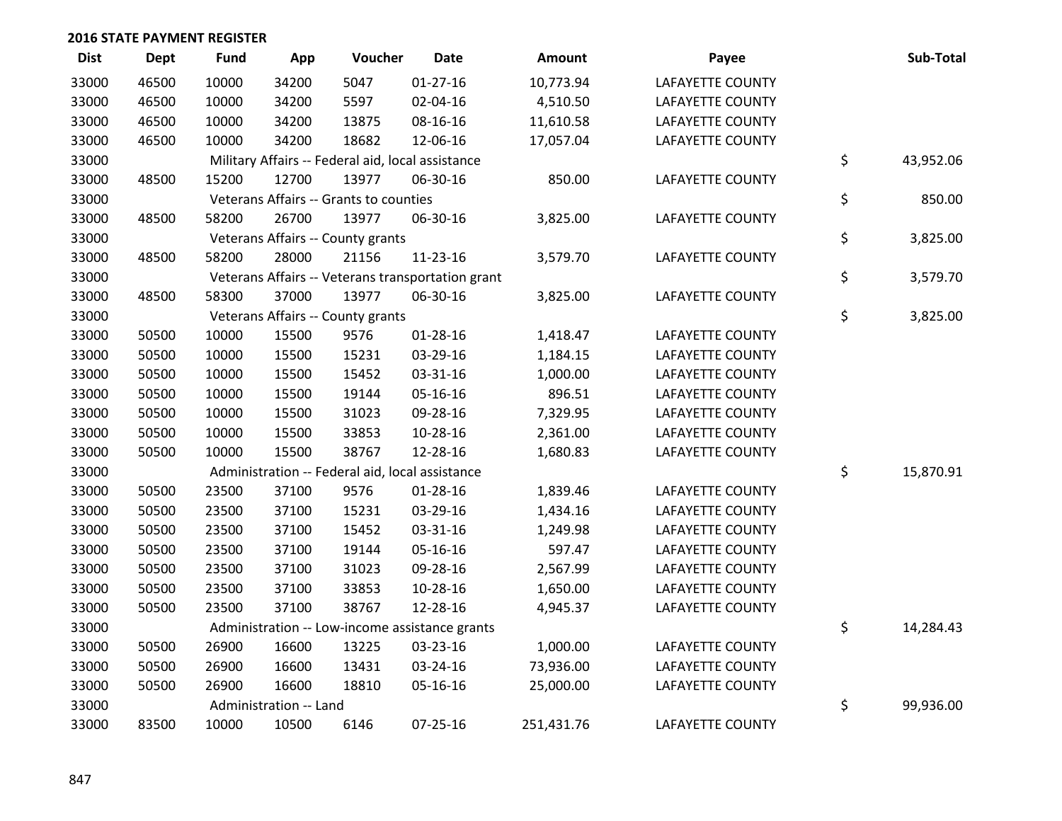## 2016 STATE PAYMENT REGISTER

| Dist | Dept | Fund | App | Voucher | Date | Amount | Payee | | Sub-Total |
|---|---|---|---|---|---|---|---|---|---|
| 33000 | 46500 | 10000 | 34200 | 5047 | 01-27-16 | 10,773.94 | LAFAYETTE COUNTY | | |
| 33000 | 46500 | 10000 | 34200 | 5597 | 02-04-16 | 4,510.50 | LAFAYETTE COUNTY | | |
| 33000 | 46500 | 10000 | 34200 | 13875 | 08-16-16 | 11,610.58 | LAFAYETTE COUNTY | | |
| 33000 | 46500 | 10000 | 34200 | 18682 | 12-06-16 | 17,057.04 | LAFAYETTE COUNTY | | |
| 33000 | | Military Affairs -- Federal aid, local assistance | | | | | | $ | 43,952.06 |
| 33000 | 48500 | 15200 | 12700 | 13977 | 06-30-16 | 850.00 | LAFAYETTE COUNTY | | |
| 33000 | | Veterans Affairs -- Grants to counties | | | | | | $ | 850.00 |
| 33000 | 48500 | 58200 | 26700 | 13977 | 06-30-16 | 3,825.00 | LAFAYETTE COUNTY | | |
| 33000 | | Veterans Affairs -- County grants | | | | | | $ | 3,825.00 |
| 33000 | 48500 | 58200 | 28000 | 21156 | 11-23-16 | 3,579.70 | LAFAYETTE COUNTY | | |
| 33000 | | Veterans Affairs -- Veterans transportation grant | | | | | | $ | 3,579.70 |
| 33000 | 48500 | 58300 | 37000 | 13977 | 06-30-16 | 3,825.00 | LAFAYETTE COUNTY | | |
| 33000 | | Veterans Affairs -- County grants | | | | | | $ | 3,825.00 |
| 33000 | 50500 | 10000 | 15500 | 9576 | 01-28-16 | 1,418.47 | LAFAYETTE COUNTY | | |
| 33000 | 50500 | 10000 | 15500 | 15231 | 03-29-16 | 1,184.15 | LAFAYETTE COUNTY | | |
| 33000 | 50500 | 10000 | 15500 | 15452 | 03-31-16 | 1,000.00 | LAFAYETTE COUNTY | | |
| 33000 | 50500 | 10000 | 15500 | 19144 | 05-16-16 | 896.51 | LAFAYETTE COUNTY | | |
| 33000 | 50500 | 10000 | 15500 | 31023 | 09-28-16 | 7,329.95 | LAFAYETTE COUNTY | | |
| 33000 | 50500 | 10000 | 15500 | 33853 | 10-28-16 | 2,361.00 | LAFAYETTE COUNTY | | |
| 33000 | 50500 | 10000 | 15500 | 38767 | 12-28-16 | 1,680.83 | LAFAYETTE COUNTY | | |
| 33000 | | Administration -- Federal aid, local assistance | | | | | | $ | 15,870.91 |
| 33000 | 50500 | 23500 | 37100 | 9576 | 01-28-16 | 1,839.46 | LAFAYETTE COUNTY | | |
| 33000 | 50500 | 23500 | 37100 | 15231 | 03-29-16 | 1,434.16 | LAFAYETTE COUNTY | | |
| 33000 | 50500 | 23500 | 37100 | 15452 | 03-31-16 | 1,249.98 | LAFAYETTE COUNTY | | |
| 33000 | 50500 | 23500 | 37100 | 19144 | 05-16-16 | 597.47 | LAFAYETTE COUNTY | | |
| 33000 | 50500 | 23500 | 37100 | 31023 | 09-28-16 | 2,567.99 | LAFAYETTE COUNTY | | |
| 33000 | 50500 | 23500 | 37100 | 33853 | 10-28-16 | 1,650.00 | LAFAYETTE COUNTY | | |
| 33000 | 50500 | 23500 | 37100 | 38767 | 12-28-16 | 4,945.37 | LAFAYETTE COUNTY | | |
| 33000 | | Administration -- Low-income assistance grants | | | | | | $ | 14,284.43 |
| 33000 | 50500 | 26900 | 16600 | 13225 | 03-23-16 | 1,000.00 | LAFAYETTE COUNTY | | |
| 33000 | 50500 | 26900 | 16600 | 13431 | 03-24-16 | 73,936.00 | LAFAYETTE COUNTY | | |
| 33000 | 50500 | 26900 | 16600 | 18810 | 05-16-16 | 25,000.00 | LAFAYETTE COUNTY | | |
| 33000 | | Administration -- Land | | | | | | $ | 99,936.00 |
| 33000 | 83500 | 10000 | 10500 | 6146 | 07-25-16 | 251,431.76 | LAFAYETTE COUNTY | | |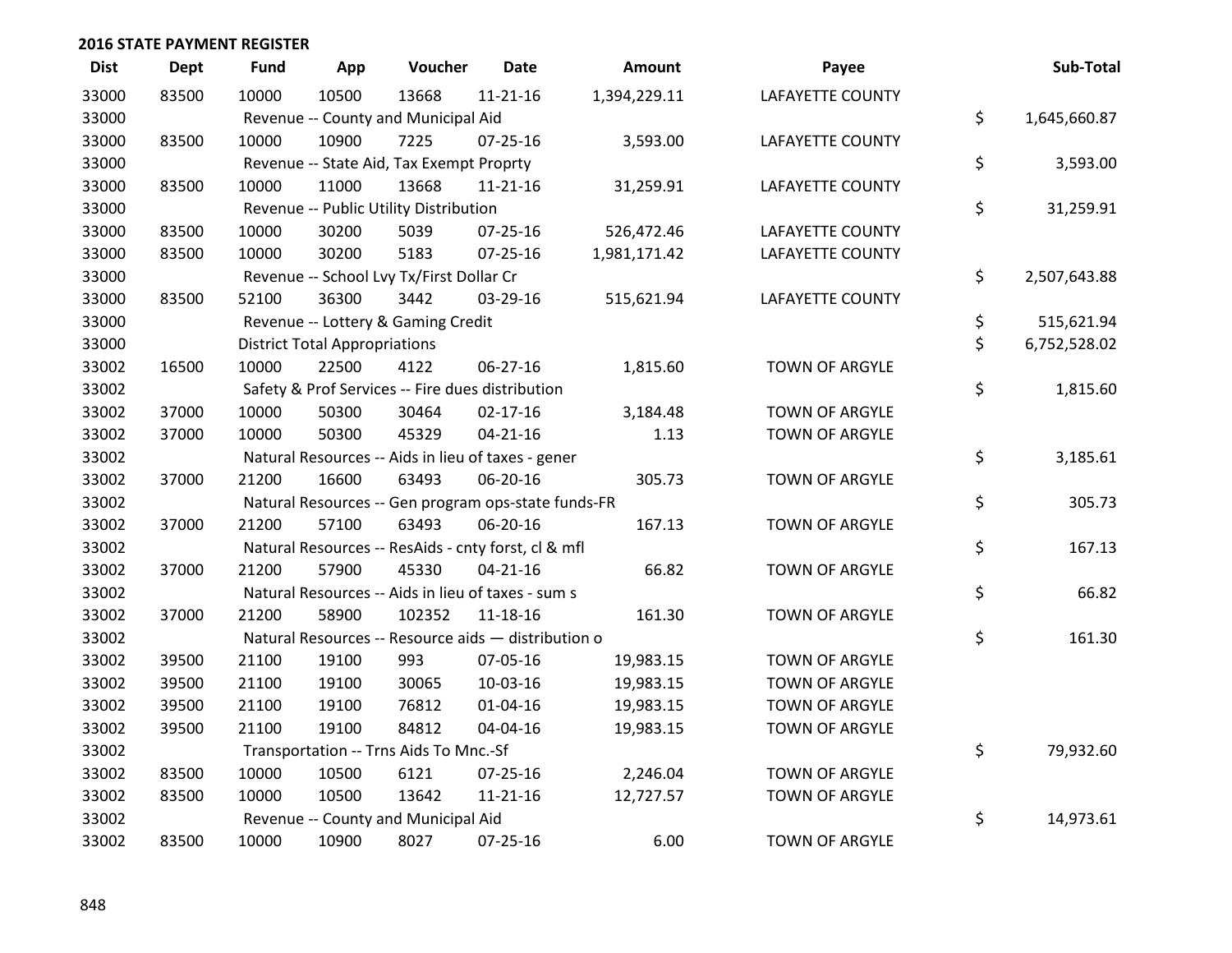## 2016 STATE PAYMENT REGISTER

| Dist | Dept | Fund | App | Voucher | Date | Amount | Payee | Sub-Total |
|---|---|---|---|---|---|---|---|---|
| 33000 | 83500 | 10000 | 10500 | 13668 | 11-21-16 | 1,394,229.11 | LAFAYETTE COUNTY | |
| 33000 | | Revenue -- County and Municipal Aid | | | | | | $ 1,645,660.87 |
| 33000 | 83500 | 10000 | 10900 | 7225 | 07-25-16 | 3,593.00 | LAFAYETTE COUNTY | |
| 33000 | | Revenue -- State Aid, Tax Exempt Proprty | | | | | | $ 3,593.00 |
| 33000 | 83500 | 10000 | 11000 | 13668 | 11-21-16 | 31,259.91 | LAFAYETTE COUNTY | |
| 33000 | | Revenue -- Public Utility Distribution | | | | | | $ 31,259.91 |
| 33000 | 83500 | 10000 | 30200 | 5039 | 07-25-16 | 526,472.46 | LAFAYETTE COUNTY | |
| 33000 | 83500 | 10000 | 30200 | 5183 | 07-25-16 | 1,981,171.42 | LAFAYETTE COUNTY | |
| 33000 | | Revenue -- School Lvy Tx/First Dollar Cr | | | | | | $ 2,507,643.88 |
| 33000 | 83500 | 52100 | 36300 | 3442 | 03-29-16 | 515,621.94 | LAFAYETTE COUNTY | |
| 33000 | | Revenue -- Lottery & Gaming Credit | | | | | | $ 515,621.94 |
| 33000 | | District Total Appropriations | | | | | | $ 6,752,528.02 |
| 33002 | 16500 | 10000 | 22500 | 4122 | 06-27-16 | 1,815.60 | TOWN OF ARGYLE | |
| 33002 | | Safety & Prof Services -- Fire dues distribution | | | | | | $ 1,815.60 |
| 33002 | 37000 | 10000 | 50300 | 30464 | 02-17-16 | 3,184.48 | TOWN OF ARGYLE | |
| 33002 | 37000 | 10000 | 50300 | 45329 | 04-21-16 | 1.13 | TOWN OF ARGYLE | |
| 33002 | | Natural Resources -- Aids in lieu of taxes - gener | | | | | | $ 3,185.61 |
| 33002 | 37000 | 21200 | 16600 | 63493 | 06-20-16 | 305.73 | TOWN OF ARGYLE | |
| 33002 | | Natural Resources -- Gen program ops-state funds-FR | | | | | | $ 305.73 |
| 33002 | 37000 | 21200 | 57100 | 63493 | 06-20-16 | 167.13 | TOWN OF ARGYLE | |
| 33002 | | Natural Resources -- ResAids - cnty forst, cl & mfl | | | | | | $ 167.13 |
| 33002 | 37000 | 21200 | 57900 | 45330 | 04-21-16 | 66.82 | TOWN OF ARGYLE | |
| 33002 | | Natural Resources -- Aids in lieu of taxes - sum s | | | | | | $ 66.82 |
| 33002 | 37000 | 21200 | 58900 | 102352 | 11-18-16 | 161.30 | TOWN OF ARGYLE | |
| 33002 | | Natural Resources -- Resource aids — distribution o | | | | | | $ 161.30 |
| 33002 | 39500 | 21100 | 19100 | 993 | 07-05-16 | 19,983.15 | TOWN OF ARGYLE | |
| 33002 | 39500 | 21100 | 19100 | 30065 | 10-03-16 | 19,983.15 | TOWN OF ARGYLE | |
| 33002 | 39500 | 21100 | 19100 | 76812 | 01-04-16 | 19,983.15 | TOWN OF ARGYLE | |
| 33002 | 39500 | 21100 | 19100 | 84812 | 04-04-16 | 19,983.15 | TOWN OF ARGYLE | |
| 33002 | | Transportation -- Trns Aids To Mnc.-Sf | | | | | | $ 79,932.60 |
| 33002 | 83500 | 10000 | 10500 | 6121 | 07-25-16 | 2,246.04 | TOWN OF ARGYLE | |
| 33002 | 83500 | 10000 | 10500 | 13642 | 11-21-16 | 12,727.57 | TOWN OF ARGYLE | |
| 33002 | | Revenue -- County and Municipal Aid | | | | | | $ 14,973.61 |
| 33002 | 83500 | 10000 | 10900 | 8027 | 07-25-16 | 6.00 | TOWN OF ARGYLE | |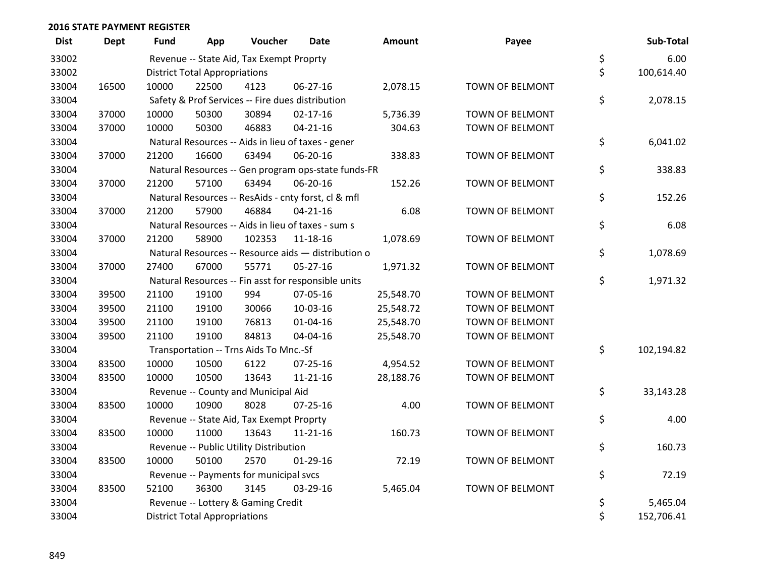## 2016 STATE PAYMENT REGISTER

| Dist | Dept | Fund | App | Voucher | Date | Amount | Payee | Sub-Total |
|---|---|---|---|---|---|---|---|---|
| 33002 | | Revenue -- State Aid, Tax Exempt Proprty | | | | | | $ 6.00 |
| 33002 | | District Total Appropriations | | | | | | $ 100,614.40 |
| 33004 | 16500 | 10000 | 22500 | 4123 | 06-27-16 | 2,078.15 | TOWN OF BELMONT | |
| 33004 | | Safety & Prof Services -- Fire dues distribution | | | | | | $ 2,078.15 |
| 33004 | 37000 | 10000 | 50300 | 30894 | 02-17-16 | 5,736.39 | TOWN OF BELMONT | |
| 33004 | 37000 | 10000 | 50300 | 46883 | 04-21-16 | 304.63 | TOWN OF BELMONT | |
| 33004 | | Natural Resources -- Aids in lieu of taxes - gener | | | | | | $ 6,041.02 |
| 33004 | 37000 | 21200 | 16600 | 63494 | 06-20-16 | 338.83 | TOWN OF BELMONT | |
| 33004 | | Natural Resources -- Gen program ops-state funds-FR | | | | | | $ 338.83 |
| 33004 | 37000 | 21200 | 57100 | 63494 | 06-20-16 | 152.26 | TOWN OF BELMONT | |
| 33004 | | Natural Resources -- ResAids - cnty forst, cl & mfl | | | | | | $ 152.26 |
| 33004 | 37000 | 21200 | 57900 | 46884 | 04-21-16 | 6.08 | TOWN OF BELMONT | |
| 33004 | | Natural Resources -- Aids in lieu of taxes - sum s | | | | | | $ 6.08 |
| 33004 | 37000 | 21200 | 58900 | 102353 | 11-18-16 | 1,078.69 | TOWN OF BELMONT | |
| 33004 | | Natural Resources -- Resource aids — distribution o | | | | | | $ 1,078.69 |
| 33004 | 37000 | 27400 | 67000 | 55771 | 05-27-16 | 1,971.32 | TOWN OF BELMONT | |
| 33004 | | Natural Resources -- Fin asst for responsible units | | | | | | $ 1,971.32 |
| 33004 | 39500 | 21100 | 19100 | 994 | 07-05-16 | 25,548.70 | TOWN OF BELMONT | |
| 33004 | 39500 | 21100 | 19100 | 30066 | 10-03-16 | 25,548.72 | TOWN OF BELMONT | |
| 33004 | 39500 | 21100 | 19100 | 76813 | 01-04-16 | 25,548.70 | TOWN OF BELMONT | |
| 33004 | 39500 | 21100 | 19100 | 84813 | 04-04-16 | 25,548.70 | TOWN OF BELMONT | |
| 33004 | | Transportation -- Trns Aids To Mnc.-Sf | | | | | | $ 102,194.82 |
| 33004 | 83500 | 10000 | 10500 | 6122 | 07-25-16 | 4,954.52 | TOWN OF BELMONT | |
| 33004 | 83500 | 10000 | 10500 | 13643 | 11-21-16 | 28,188.76 | TOWN OF BELMONT | |
| 33004 | | Revenue -- County and Municipal Aid | | | | | | $ 33,143.28 |
| 33004 | 83500 | 10000 | 10900 | 8028 | 07-25-16 | 4.00 | TOWN OF BELMONT | |
| 33004 | | Revenue -- State Aid, Tax Exempt Proprty | | | | | | $ 4.00 |
| 33004 | 83500 | 10000 | 11000 | 13643 | 11-21-16 | 160.73 | TOWN OF BELMONT | |
| 33004 | | Revenue -- Public Utility Distribution | | | | | | $ 160.73 |
| 33004 | 83500 | 10000 | 50100 | 2570 | 01-29-16 | 72.19 | TOWN OF BELMONT | |
| 33004 | | Revenue -- Payments for municipal svcs | | | | | | $ 72.19 |
| 33004 | 83500 | 52100 | 36300 | 3145 | 03-29-16 | 5,465.04 | TOWN OF BELMONT | |
| 33004 | | Revenue -- Lottery & Gaming Credit | | | | | | $ 5,465.04 |
| 33004 | | District Total Appropriations | | | | | | $ 152,706.41 |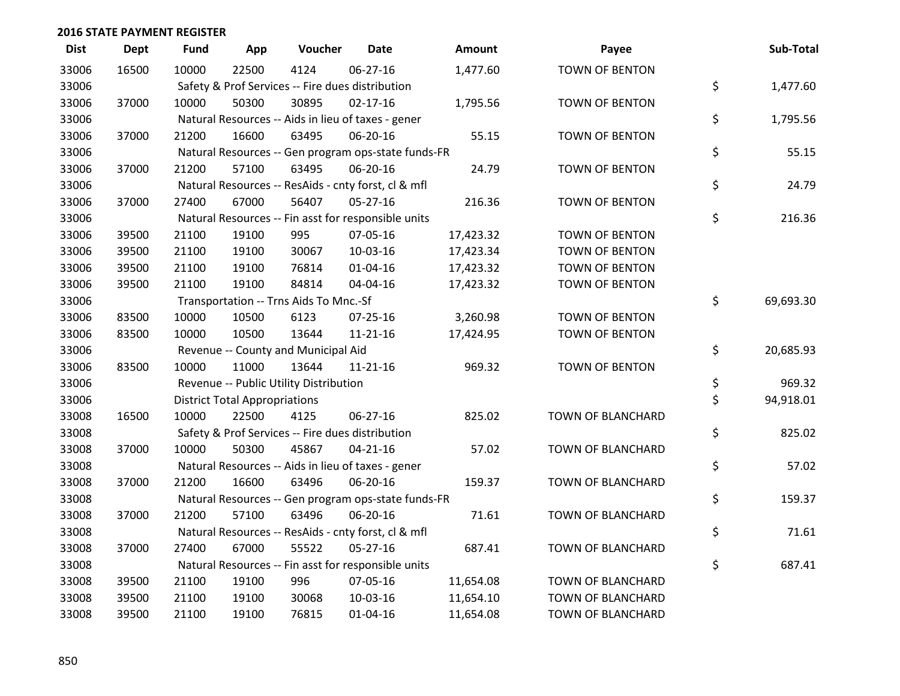## 2016 STATE PAYMENT REGISTER

| Dist | Dept | Fund | App | Voucher | Date | Amount | Payee | Sub-Total |
|---|---|---|---|---|---|---|---|---|
| 33006 | 16500 | 10000 | 22500 | 4124 | 06-27-16 | 1,477.60 | TOWN OF BENTON | |
| 33006 | | Safety & Prof Services -- Fire dues distribution | | | | | | $ 1,477.60 |
| 33006 | 37000 | 10000 | 50300 | 30895 | 02-17-16 | 1,795.56 | TOWN OF BENTON | |
| 33006 | | Natural Resources -- Aids in lieu of taxes - gener | | | | | | $ 1,795.56 |
| 33006 | 37000 | 21200 | 16600 | 63495 | 06-20-16 | 55.15 | TOWN OF BENTON | |
| 33006 | | Natural Resources -- Gen program ops-state funds-FR | | | | | | $ 55.15 |
| 33006 | 37000 | 21200 | 57100 | 63495 | 06-20-16 | 24.79 | TOWN OF BENTON | |
| 33006 | | Natural Resources -- ResAids - cnty forst, cl & mfl | | | | | | $ 24.79 |
| 33006 | 37000 | 27400 | 67000 | 56407 | 05-27-16 | 216.36 | TOWN OF BENTON | |
| 33006 | | Natural Resources -- Fin asst for responsible units | | | | | | $ 216.36 |
| 33006 | 39500 | 21100 | 19100 | 995 | 07-05-16 | 17,423.32 | TOWN OF BENTON | |
| 33006 | 39500 | 21100 | 19100 | 30067 | 10-03-16 | 17,423.34 | TOWN OF BENTON | |
| 33006 | 39500 | 21100 | 19100 | 76814 | 01-04-16 | 17,423.32 | TOWN OF BENTON | |
| 33006 | 39500 | 21100 | 19100 | 84814 | 04-04-16 | 17,423.32 | TOWN OF BENTON | |
| 33006 | | Transportation -- Trns Aids To Mnc.-Sf | | | | | | $ 69,693.30 |
| 33006 | 83500 | 10000 | 10500 | 6123 | 07-25-16 | 3,260.98 | TOWN OF BENTON | |
| 33006 | 83500 | 10000 | 10500 | 13644 | 11-21-16 | 17,424.95 | TOWN OF BENTON | |
| 33006 | | Revenue -- County and Municipal Aid | | | | | | $ 20,685.93 |
| 33006 | 83500 | 10000 | 11000 | 13644 | 11-21-16 | 969.32 | TOWN OF BENTON | |
| 33006 | | Revenue -- Public Utility Distribution | | | | | | $ 969.32 |
| 33006 | | District Total Appropriations | | | | | | $ 94,918.01 |
| 33008 | 16500 | 10000 | 22500 | 4125 | 06-27-16 | 825.02 | TOWN OF BLANCHARD | |
| 33008 | | Safety & Prof Services -- Fire dues distribution | | | | | | $ 825.02 |
| 33008 | 37000 | 10000 | 50300 | 45867 | 04-21-16 | 57.02 | TOWN OF BLANCHARD | |
| 33008 | | Natural Resources -- Aids in lieu of taxes - gener | | | | | | $ 57.02 |
| 33008 | 37000 | 21200 | 16600 | 63496 | 06-20-16 | 159.37 | TOWN OF BLANCHARD | |
| 33008 | | Natural Resources -- Gen program ops-state funds-FR | | | | | | $ 159.37 |
| 33008 | 37000 | 21200 | 57100 | 63496 | 06-20-16 | 71.61 | TOWN OF BLANCHARD | |
| 33008 | | Natural Resources -- ResAids - cnty forst, cl & mfl | | | | | | $ 71.61 |
| 33008 | 37000 | 27400 | 67000 | 55522 | 05-27-16 | 687.41 | TOWN OF BLANCHARD | |
| 33008 | | Natural Resources -- Fin asst for responsible units | | | | | | $ 687.41 |
| 33008 | 39500 | 21100 | 19100 | 996 | 07-05-16 | 11,654.08 | TOWN OF BLANCHARD | |
| 33008 | 39500 | 21100 | 19100 | 30068 | 10-03-16 | 11,654.10 | TOWN OF BLANCHARD | |
| 33008 | 39500 | 21100 | 19100 | 76815 | 01-04-16 | 11,654.08 | TOWN OF BLANCHARD | |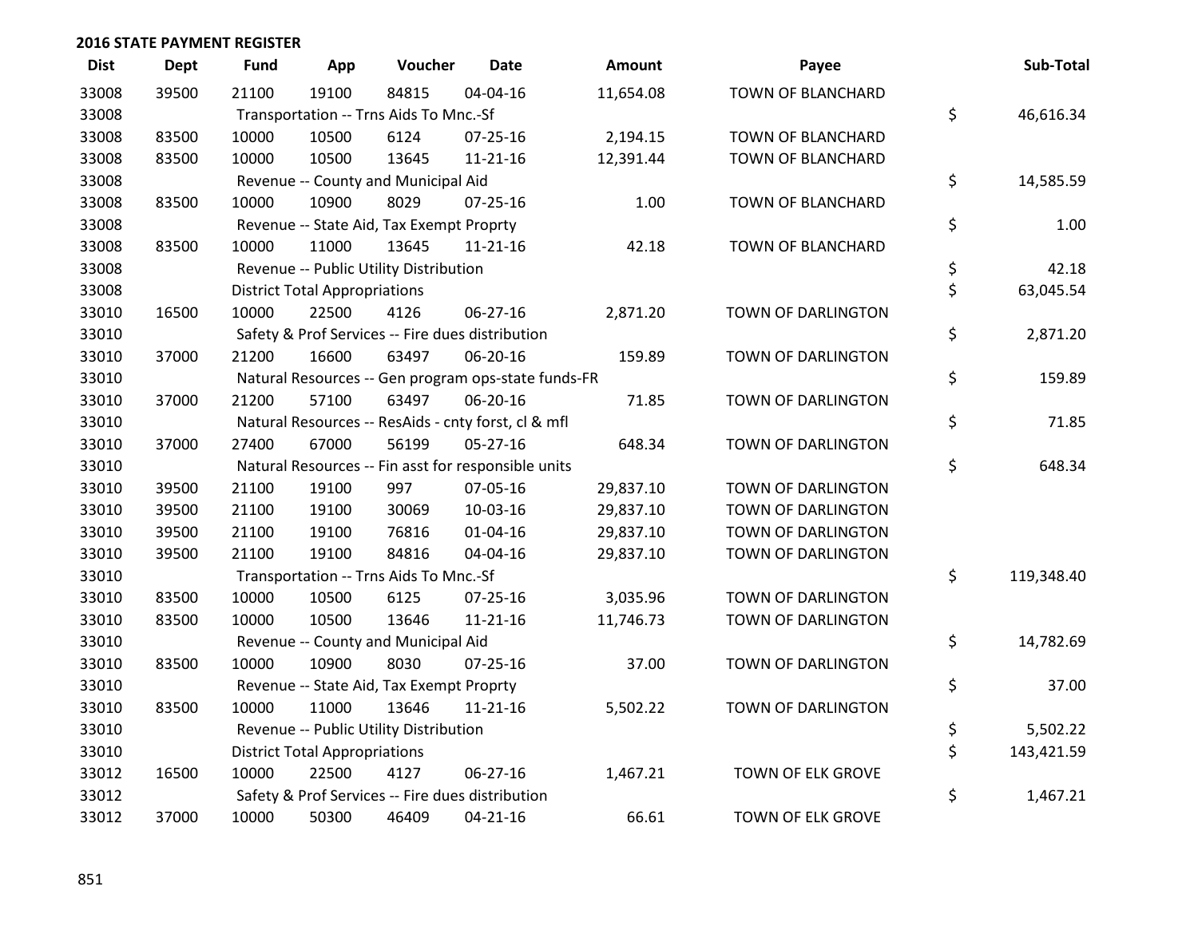## 2016 STATE PAYMENT REGISTER

| Dist | Dept | Fund | App | Voucher | Date | Amount | Payee | Sub-Total |
|---|---|---|---|---|---|---|---|---|
| 33008 | 39500 | 21100 | 19100 | 84815 | 04-04-16 | 11,654.08 | TOWN OF BLANCHARD | |
| 33008 | | Transportation -- Trns Aids To Mnc.-Sf | | | | | | $ 46,616.34 |
| 33008 | 83500 | 10000 | 10500 | 6124 | 07-25-16 | 2,194.15 | TOWN OF BLANCHARD | |
| 33008 | 83500 | 10000 | 10500 | 13645 | 11-21-16 | 12,391.44 | TOWN OF BLANCHARD | |
| 33008 | | Revenue -- County and Municipal Aid | | | | | | $ 14,585.59 |
| 33008 | 83500 | 10000 | 10900 | 8029 | 07-25-16 | 1.00 | TOWN OF BLANCHARD | |
| 33008 | | Revenue -- State Aid, Tax Exempt Proprty | | | | | | $ 1.00 |
| 33008 | 83500 | 10000 | 11000 | 13645 | 11-21-16 | 42.18 | TOWN OF BLANCHARD | |
| 33008 | | Revenue -- Public Utility Distribution | | | | | | $ 42.18 |
| 33008 | | District Total Appropriations | | | | | | $ 63,045.54 |
| 33010 | 16500 | 10000 | 22500 | 4126 | 06-27-16 | 2,871.20 | TOWN OF DARLINGTON | |
| 33010 | | Safety & Prof Services -- Fire dues distribution | | | | | | $ 2,871.20 |
| 33010 | 37000 | 21200 | 16600 | 63497 | 06-20-16 | 159.89 | TOWN OF DARLINGTON | |
| 33010 | | Natural Resources -- Gen program ops-state funds-FR | | | | | | $ 159.89 |
| 33010 | 37000 | 21200 | 57100 | 63497 | 06-20-16 | 71.85 | TOWN OF DARLINGTON | |
| 33010 | | Natural Resources -- ResAids - cnty forst, cl & mfl | | | | | | $ 71.85 |
| 33010 | 37000 | 27400 | 67000 | 56199 | 05-27-16 | 648.34 | TOWN OF DARLINGTON | |
| 33010 | | Natural Resources -- Fin asst for responsible units | | | | | | $ 648.34 |
| 33010 | 39500 | 21100 | 19100 | 997 | 07-05-16 | 29,837.10 | TOWN OF DARLINGTON | |
| 33010 | 39500 | 21100 | 19100 | 30069 | 10-03-16 | 29,837.10 | TOWN OF DARLINGTON | |
| 33010 | 39500 | 21100 | 19100 | 76816 | 01-04-16 | 29,837.10 | TOWN OF DARLINGTON | |
| 33010 | 39500 | 21100 | 19100 | 84816 | 04-04-16 | 29,837.10 | TOWN OF DARLINGTON | |
| 33010 | | Transportation -- Trns Aids To Mnc.-Sf | | | | | | $ 119,348.40 |
| 33010 | 83500 | 10000 | 10500 | 6125 | 07-25-16 | 3,035.96 | TOWN OF DARLINGTON | |
| 33010 | 83500 | 10000 | 10500 | 13646 | 11-21-16 | 11,746.73 | TOWN OF DARLINGTON | |
| 33010 | | Revenue -- County and Municipal Aid | | | | | | $ 14,782.69 |
| 33010 | 83500 | 10000 | 10900 | 8030 | 07-25-16 | 37.00 | TOWN OF DARLINGTON | |
| 33010 | | Revenue -- State Aid, Tax Exempt Proprty | | | | | | $ 37.00 |
| 33010 | 83500 | 10000 | 11000 | 13646 | 11-21-16 | 5,502.22 | TOWN OF DARLINGTON | |
| 33010 | | Revenue -- Public Utility Distribution | | | | | | $ 5,502.22 |
| 33010 | | District Total Appropriations | | | | | | $ 143,421.59 |
| 33012 | 16500 | 10000 | 22500 | 4127 | 06-27-16 | 1,467.21 | TOWN OF ELK GROVE | |
| 33012 | | Safety & Prof Services -- Fire dues distribution | | | | | | $ 1,467.21 |
| 33012 | 37000 | 10000 | 50300 | 46409 | 04-21-16 | 66.61 | TOWN OF ELK GROVE | |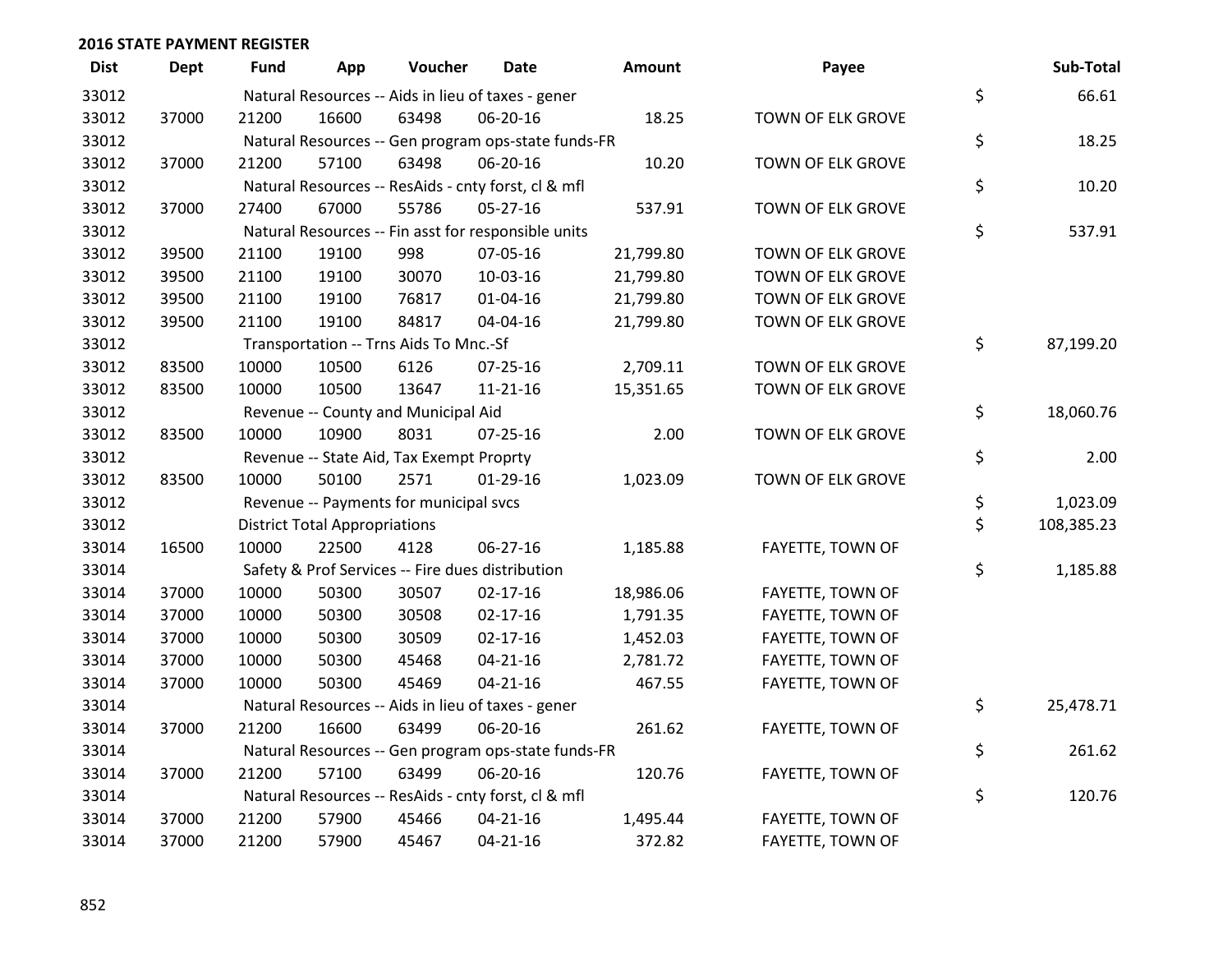## 2016 STATE PAYMENT REGISTER

| Dist | Dept | Fund | App | Voucher | Date | Amount | Payee | | Sub-Total |
|---|---|---|---|---|---|---|---|---|---|
| 33012 | | Natural Resources -- Aids in lieu of taxes - gener | | | | | | $ | 66.61 |
| 33012 | 37000 | 21200 | 16600 | 63498 | 06-20-16 | 18.25 | TOWN OF ELK GROVE | | |
| 33012 | | Natural Resources -- Gen program ops-state funds-FR | | | | | | $ | 18.25 |
| 33012 | 37000 | 21200 | 57100 | 63498 | 06-20-16 | 10.20 | TOWN OF ELK GROVE | | |
| 33012 | | Natural Resources -- ResAids - cnty forst, cl & mfl | | | | | | $ | 10.20 |
| 33012 | 37000 | 27400 | 67000 | 55786 | 05-27-16 | 537.91 | TOWN OF ELK GROVE | | |
| 33012 | | Natural Resources -- Fin asst for responsible units | | | | | | $ | 537.91 |
| 33012 | 39500 | 21100 | 19100 | 998 | 07-05-16 | 21,799.80 | TOWN OF ELK GROVE | | |
| 33012 | 39500 | 21100 | 19100 | 30070 | 10-03-16 | 21,799.80 | TOWN OF ELK GROVE | | |
| 33012 | 39500 | 21100 | 19100 | 76817 | 01-04-16 | 21,799.80 | TOWN OF ELK GROVE | | |
| 33012 | 39500 | 21100 | 19100 | 84817 | 04-04-16 | 21,799.80 | TOWN OF ELK GROVE | | |
| 33012 | | Transportation -- Trns Aids To Mnc.-Sf | | | | | | $ | 87,199.20 |
| 33012 | 83500 | 10000 | 10500 | 6126 | 07-25-16 | 2,709.11 | TOWN OF ELK GROVE | | |
| 33012 | 83500 | 10000 | 10500 | 13647 | 11-21-16 | 15,351.65 | TOWN OF ELK GROVE | | |
| 33012 | | Revenue -- County and Municipal Aid | | | | | | $ | 18,060.76 |
| 33012 | 83500 | 10000 | 10900 | 8031 | 07-25-16 | 2.00 | TOWN OF ELK GROVE | | |
| 33012 | | Revenue -- State Aid, Tax Exempt Proprty | | | | | | $ | 2.00 |
| 33012 | 83500 | 10000 | 50100 | 2571 | 01-29-16 | 1,023.09 | TOWN OF ELK GROVE | | |
| 33012 | | Revenue -- Payments for municipal svcs | | | | | | $ | 1,023.09 |
| 33012 | | District Total Appropriations | | | | | | $ | 108,385.23 |
| 33014 | 16500 | 10000 | 22500 | 4128 | 06-27-16 | 1,185.88 | FAYETTE, TOWN OF | | |
| 33014 | | Safety & Prof Services -- Fire dues distribution | | | | | | $ | 1,185.88 |
| 33014 | 37000 | 10000 | 50300 | 30507 | 02-17-16 | 18,986.06 | FAYETTE, TOWN OF | | |
| 33014 | 37000 | 10000 | 50300 | 30508 | 02-17-16 | 1,791.35 | FAYETTE, TOWN OF | | |
| 33014 | 37000 | 10000 | 50300 | 30509 | 02-17-16 | 1,452.03 | FAYETTE, TOWN OF | | |
| 33014 | 37000 | 10000 | 50300 | 45468 | 04-21-16 | 2,781.72 | FAYETTE, TOWN OF | | |
| 33014 | 37000 | 10000 | 50300 | 45469 | 04-21-16 | 467.55 | FAYETTE, TOWN OF | | |
| 33014 | | Natural Resources -- Aids in lieu of taxes - gener | | | | | | $ | 25,478.71 |
| 33014 | 37000 | 21200 | 16600 | 63499 | 06-20-16 | 261.62 | FAYETTE, TOWN OF | | |
| 33014 | | Natural Resources -- Gen program ops-state funds-FR | | | | | | $ | 261.62 |
| 33014 | 37000 | 21200 | 57100 | 63499 | 06-20-16 | 120.76 | FAYETTE, TOWN OF | | |
| 33014 | | Natural Resources -- ResAids - cnty forst, cl & mfl | | | | | | $ | 120.76 |
| 33014 | 37000 | 21200 | 57900 | 45466 | 04-21-16 | 1,495.44 | FAYETTE, TOWN OF | | |
| 33014 | 37000 | 21200 | 57900 | 45467 | 04-21-16 | 372.82 | FAYETTE, TOWN OF | | |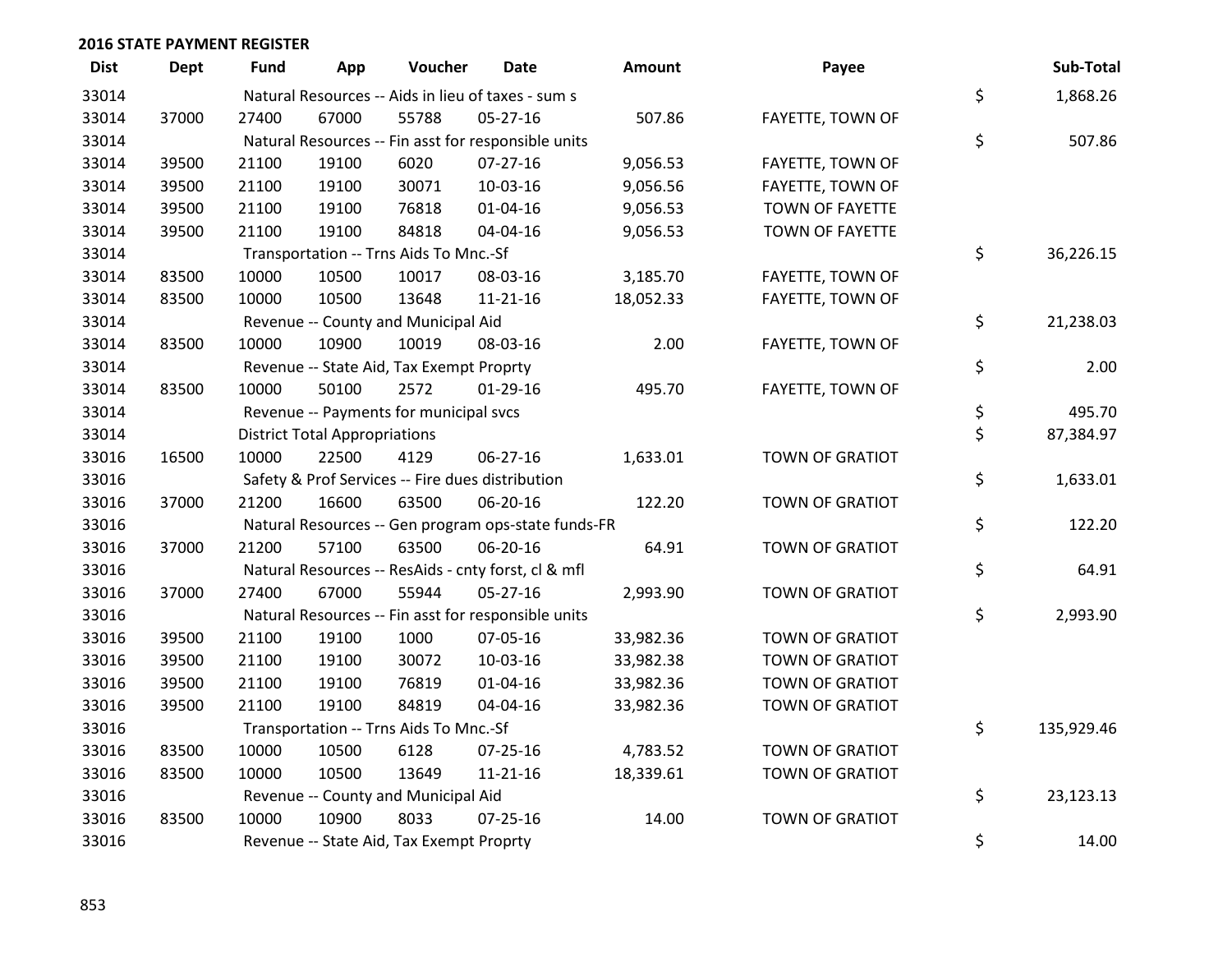## 2016 STATE PAYMENT REGISTER

| Dist | Dept | Fund | App | Voucher | Date | Amount | Payee | | Sub-Total |
|---|---|---|---|---|---|---|---|---|---|
| 33014 | | Natural Resources -- Aids in lieu of taxes - sum s | | | | | | $ | 1,868.26 |
| 33014 | 37000 | 27400 | 67000 | 55788 | 05-27-16 | 507.86 | FAYETTE, TOWN OF | | |
| 33014 | | Natural Resources -- Fin asst for responsible units | | | | | | $ | 507.86 |
| 33014 | 39500 | 21100 | 19100 | 6020 | 07-27-16 | 9,056.53 | FAYETTE, TOWN OF | | |
| 33014 | 39500 | 21100 | 19100 | 30071 | 10-03-16 | 9,056.56 | FAYETTE, TOWN OF | | |
| 33014 | 39500 | 21100 | 19100 | 76818 | 01-04-16 | 9,056.53 | TOWN OF FAYETTE | | |
| 33014 | 39500 | 21100 | 19100 | 84818 | 04-04-16 | 9,056.53 | TOWN OF FAYETTE | | |
| 33014 | | Transportation -- Trns Aids To Mnc.-Sf | | | | | | $ | 36,226.15 |
| 33014 | 83500 | 10000 | 10500 | 10017 | 08-03-16 | 3,185.70 | FAYETTE, TOWN OF | | |
| 33014 | 83500 | 10000 | 10500 | 13648 | 11-21-16 | 18,052.33 | FAYETTE, TOWN OF | | |
| 33014 | | Revenue -- County and Municipal Aid | | | | | | $ | 21,238.03 |
| 33014 | 83500 | 10000 | 10900 | 10019 | 08-03-16 | 2.00 | FAYETTE, TOWN OF | | |
| 33014 | | Revenue -- State Aid, Tax Exempt Proprty | | | | | | $ | 2.00 |
| 33014 | 83500 | 10000 | 50100 | 2572 | 01-29-16 | 495.70 | FAYETTE, TOWN OF | | |
| 33014 | | Revenue -- Payments for municipal svcs | | | | | | $ | 495.70 |
| 33014 | | District Total Appropriations | | | | | | $ | 87,384.97 |
| 33016 | 16500 | 10000 | 22500 | 4129 | 06-27-16 | 1,633.01 | TOWN OF GRATIOT | | |
| 33016 | | Safety & Prof Services -- Fire dues distribution | | | | | | $ | 1,633.01 |
| 33016 | 37000 | 21200 | 16600 | 63500 | 06-20-16 | 122.20 | TOWN OF GRATIOT | | |
| 33016 | | Natural Resources -- Gen program ops-state funds-FR | | | | | | $ | 122.20 |
| 33016 | 37000 | 21200 | 57100 | 63500 | 06-20-16 | 64.91 | TOWN OF GRATIOT | | |
| 33016 | | Natural Resources -- ResAids - cnty forst, cl & mfl | | | | | | $ | 64.91 |
| 33016 | 37000 | 27400 | 67000 | 55944 | 05-27-16 | 2,993.90 | TOWN OF GRATIOT | | |
| 33016 | | Natural Resources -- Fin asst for responsible units | | | | | | $ | 2,993.90 |
| 33016 | 39500 | 21100 | 19100 | 1000 | 07-05-16 | 33,982.36 | TOWN OF GRATIOT | | |
| 33016 | 39500 | 21100 | 19100 | 30072 | 10-03-16 | 33,982.38 | TOWN OF GRATIOT | | |
| 33016 | 39500 | 21100 | 19100 | 76819 | 01-04-16 | 33,982.36 | TOWN OF GRATIOT | | |
| 33016 | 39500 | 21100 | 19100 | 84819 | 04-04-16 | 33,982.36 | TOWN OF GRATIOT | | |
| 33016 | | Transportation -- Trns Aids To Mnc.-Sf | | | | | | $ | 135,929.46 |
| 33016 | 83500 | 10000 | 10500 | 6128 | 07-25-16 | 4,783.52 | TOWN OF GRATIOT | | |
| 33016 | 83500 | 10000 | 10500 | 13649 | 11-21-16 | 18,339.61 | TOWN OF GRATIOT | | |
| 33016 | | Revenue -- County and Municipal Aid | | | | | | $ | 23,123.13 |
| 33016 | 83500 | 10000 | 10900 | 8033 | 07-25-16 | 14.00 | TOWN OF GRATIOT | | |
| 33016 | | Revenue -- State Aid, Tax Exempt Proprty | | | | | | $ | 14.00 |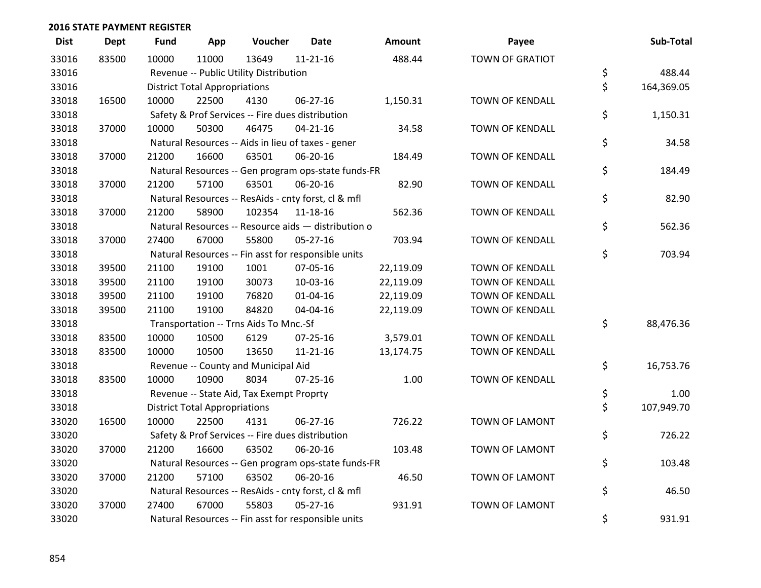## 2016 STATE PAYMENT REGISTER

| Dist | Dept | Fund | App | Voucher | Date | Amount | Payee | Sub-Total |
|---|---|---|---|---|---|---|---|---|
| 33016 | 83500 | 10000 | 11000 | 13649 | 11-21-16 | 488.44 | TOWN OF GRATIOT | |
| 33016 | | Revenue -- Public Utility Distribution | | | | | | $ 488.44 |
| 33016 | | District Total Appropriations | | | | | | $ 164,369.05 |
| 33018 | 16500 | 10000 | 22500 | 4130 | 06-27-16 | 1,150.31 | TOWN OF KENDALL | |
| 33018 | | Safety & Prof Services -- Fire dues distribution | | | | | | $ 1,150.31 |
| 33018 | 37000 | 10000 | 50300 | 46475 | 04-21-16 | 34.58 | TOWN OF KENDALL | |
| 33018 | | Natural Resources -- Aids in lieu of taxes - gener | | | | | | $ 34.58 |
| 33018 | 37000 | 21200 | 16600 | 63501 | 06-20-16 | 184.49 | TOWN OF KENDALL | |
| 33018 | | Natural Resources -- Gen program ops-state funds-FR | | | | | | $ 184.49 |
| 33018 | 37000 | 21200 | 57100 | 63501 | 06-20-16 | 82.90 | TOWN OF KENDALL | |
| 33018 | | Natural Resources -- ResAids - cnty forst, cl & mfl | | | | | | $ 82.90 |
| 33018 | 37000 | 21200 | 58900 | 102354 | 11-18-16 | 562.36 | TOWN OF KENDALL | |
| 33018 | | Natural Resources -- Resource aids — distribution o | | | | | | $ 562.36 |
| 33018 | 37000 | 27400 | 67000 | 55800 | 05-27-16 | 703.94 | TOWN OF KENDALL | |
| 33018 | | Natural Resources -- Fin asst for responsible units | | | | | | $ 703.94 |
| 33018 | 39500 | 21100 | 19100 | 1001 | 07-05-16 | 22,119.09 | TOWN OF KENDALL | |
| 33018 | 39500 | 21100 | 19100 | 30073 | 10-03-16 | 22,119.09 | TOWN OF KENDALL | |
| 33018 | 39500 | 21100 | 19100 | 76820 | 01-04-16 | 22,119.09 | TOWN OF KENDALL | |
| 33018 | 39500 | 21100 | 19100 | 84820 | 04-04-16 | 22,119.09 | TOWN OF KENDALL | |
| 33018 | | Transportation -- Trns Aids To Mnc.-Sf | | | | | | $ 88,476.36 |
| 33018 | 83500 | 10000 | 10500 | 6129 | 07-25-16 | 3,579.01 | TOWN OF KENDALL | |
| 33018 | 83500 | 10000 | 10500 | 13650 | 11-21-16 | 13,174.75 | TOWN OF KENDALL | |
| 33018 | | Revenue -- County and Municipal Aid | | | | | | $ 16,753.76 |
| 33018 | 83500 | 10000 | 10900 | 8034 | 07-25-16 | 1.00 | TOWN OF KENDALL | |
| 33018 | | Revenue -- State Aid, Tax Exempt Proprty | | | | | | $ 1.00 |
| 33018 | | District Total Appropriations | | | | | | $ 107,949.70 |
| 33020 | 16500 | 10000 | 22500 | 4131 | 06-27-16 | 726.22 | TOWN OF LAMONT | |
| 33020 | | Safety & Prof Services -- Fire dues distribution | | | | | | $ 726.22 |
| 33020 | 37000 | 21200 | 16600 | 63502 | 06-20-16 | 103.48 | TOWN OF LAMONT | |
| 33020 | | Natural Resources -- Gen program ops-state funds-FR | | | | | | $ 103.48 |
| 33020 | 37000 | 21200 | 57100 | 63502 | 06-20-16 | 46.50 | TOWN OF LAMONT | |
| 33020 | | Natural Resources -- ResAids - cnty forst, cl & mfl | | | | | | $ 46.50 |
| 33020 | 37000 | 27400 | 67000 | 55803 | 05-27-16 | 931.91 | TOWN OF LAMONT | |
| 33020 | | Natural Resources -- Fin asst for responsible units | | | | | | $ 931.91 |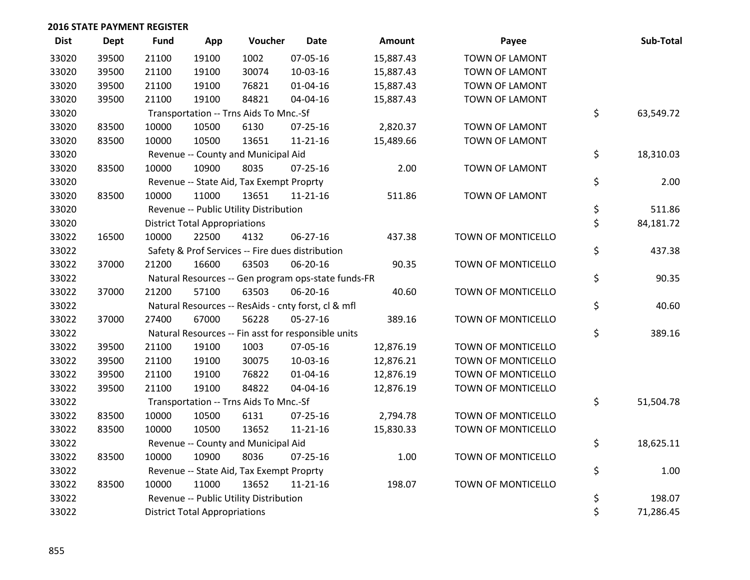## 2016 STATE PAYMENT REGISTER

| Dist | Dept | Fund | App | Voucher | Date | Amount | Payee | Sub-Total |
|---|---|---|---|---|---|---|---|---|
| 33020 | 39500 | 21100 | 19100 | 1002 | 07-05-16 | 15,887.43 | TOWN OF LAMONT | |
| 33020 | 39500 | 21100 | 19100 | 30074 | 10-03-16 | 15,887.43 | TOWN OF LAMONT | |
| 33020 | 39500 | 21100 | 19100 | 76821 | 01-04-16 | 15,887.43 | TOWN OF LAMONT | |
| 33020 | 39500 | 21100 | 19100 | 84821 | 04-04-16 | 15,887.43 | TOWN OF LAMONT | |
| 33020 | | Transportation -- Trns Aids To Mnc.-Sf | | | | | | $ 63,549.72 |
| 33020 | 83500 | 10000 | 10500 | 6130 | 07-25-16 | 2,820.37 | TOWN OF LAMONT | |
| 33020 | 83500 | 10000 | 10500 | 13651 | 11-21-16 | 15,489.66 | TOWN OF LAMONT | |
| 33020 | | Revenue -- County and Municipal Aid | | | | | | $ 18,310.03 |
| 33020 | 83500 | 10000 | 10900 | 8035 | 07-25-16 | 2.00 | TOWN OF LAMONT | |
| 33020 | | Revenue -- State Aid, Tax Exempt Proprty | | | | | | $ 2.00 |
| 33020 | 83500 | 10000 | 11000 | 13651 | 11-21-16 | 511.86 | TOWN OF LAMONT | |
| 33020 | | Revenue -- Public Utility Distribution | | | | | | $ 511.86 |
| 33020 | | District Total Appropriations | | | | | | $ 84,181.72 |
| 33022 | 16500 | 10000 | 22500 | 4132 | 06-27-16 | 437.38 | TOWN OF MONTICELLO | |
| 33022 | | Safety & Prof Services -- Fire dues distribution | | | | | | $ 437.38 |
| 33022 | 37000 | 21200 | 16600 | 63503 | 06-20-16 | 90.35 | TOWN OF MONTICELLO | |
| 33022 | | Natural Resources -- Gen program ops-state funds-FR | | | | | | $ 90.35 |
| 33022 | 37000 | 21200 | 57100 | 63503 | 06-20-16 | 40.60 | TOWN OF MONTICELLO | |
| 33022 | | Natural Resources -- ResAids - cnty forst, cl & mfl | | | | | | $ 40.60 |
| 33022 | 37000 | 27400 | 67000 | 56228 | 05-27-16 | 389.16 | TOWN OF MONTICELLO | |
| 33022 | | Natural Resources -- Fin asst for responsible units | | | | | | $ 389.16 |
| 33022 | 39500 | 21100 | 19100 | 1003 | 07-05-16 | 12,876.19 | TOWN OF MONTICELLO | |
| 33022 | 39500 | 21100 | 19100 | 30075 | 10-03-16 | 12,876.21 | TOWN OF MONTICELLO | |
| 33022 | 39500 | 21100 | 19100 | 76822 | 01-04-16 | 12,876.19 | TOWN OF MONTICELLO | |
| 33022 | 39500 | 21100 | 19100 | 84822 | 04-04-16 | 12,876.19 | TOWN OF MONTICELLO | |
| 33022 | | Transportation -- Trns Aids To Mnc.-Sf | | | | | | $ 51,504.78 |
| 33022 | 83500 | 10000 | 10500 | 6131 | 07-25-16 | 2,794.78 | TOWN OF MONTICELLO | |
| 33022 | 83500 | 10000 | 10500 | 13652 | 11-21-16 | 15,830.33 | TOWN OF MONTICELLO | |
| 33022 | | Revenue -- County and Municipal Aid | | | | | | $ 18,625.11 |
| 33022 | 83500 | 10000 | 10900 | 8036 | 07-25-16 | 1.00 | TOWN OF MONTICELLO | |
| 33022 | | Revenue -- State Aid, Tax Exempt Proprty | | | | | | $ 1.00 |
| 33022 | 83500 | 10000 | 11000 | 13652 | 11-21-16 | 198.07 | TOWN OF MONTICELLO | |
| 33022 | | Revenue -- Public Utility Distribution | | | | | | $ 198.07 |
| 33022 | | District Total Appropriations | | | | | | $ 71,286.45 |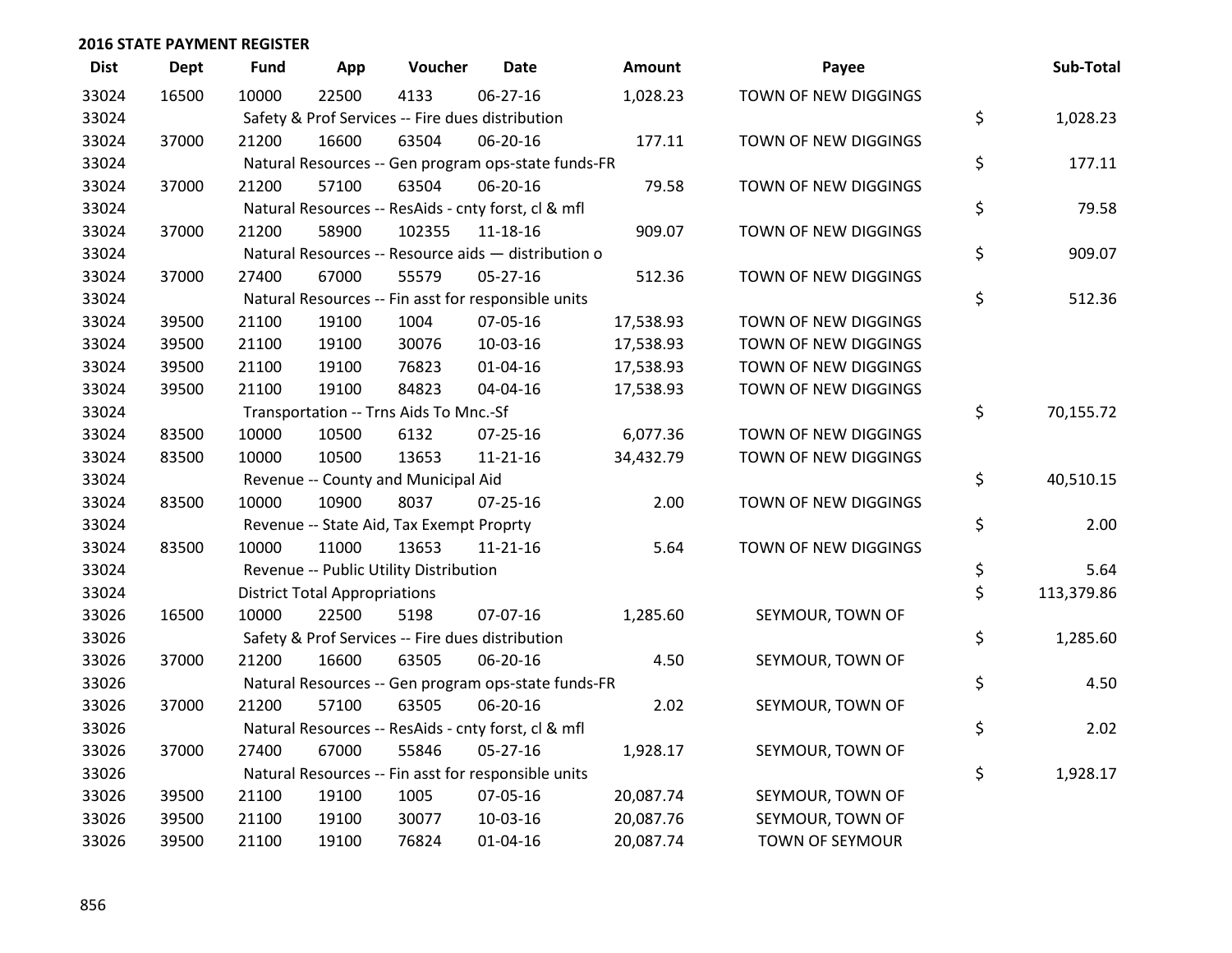## 2016 STATE PAYMENT REGISTER

| Dist | Dept | Fund | App | Voucher | Date | Amount | Payee | | Sub-Total |
|---|---|---|---|---|---|---|---|---|---|
| 33024 | 16500 | 10000 | 22500 | 4133 | 06-27-16 | 1,028.23 | TOWN OF NEW DIGGINGS | | |
| 33024 | | Safety & Prof Services -- Fire dues distribution | | | | | | $ | 1,028.23 |
| 33024 | 37000 | 21200 | 16600 | 63504 | 06-20-16 | 177.11 | TOWN OF NEW DIGGINGS | | |
| 33024 | | Natural Resources -- Gen program ops-state funds-FR | | | | | | $ | 177.11 |
| 33024 | 37000 | 21200 | 57100 | 63504 | 06-20-16 | 79.58 | TOWN OF NEW DIGGINGS | | |
| 33024 | | Natural Resources -- ResAids - cnty forst, cl & mfl | | | | | | $ | 79.58 |
| 33024 | 37000 | 21200 | 58900 | 102355 | 11-18-16 | 909.07 | TOWN OF NEW DIGGINGS | | |
| 33024 | | Natural Resources -- Resource aids — distribution o | | | | | | $ | 909.07 |
| 33024 | 37000 | 27400 | 67000 | 55579 | 05-27-16 | 512.36 | TOWN OF NEW DIGGINGS | | |
| 33024 | | Natural Resources -- Fin asst for responsible units | | | | | | $ | 512.36 |
| 33024 | 39500 | 21100 | 19100 | 1004 | 07-05-16 | 17,538.93 | TOWN OF NEW DIGGINGS | | |
| 33024 | 39500 | 21100 | 19100 | 30076 | 10-03-16 | 17,538.93 | TOWN OF NEW DIGGINGS | | |
| 33024 | 39500 | 21100 | 19100 | 76823 | 01-04-16 | 17,538.93 | TOWN OF NEW DIGGINGS | | |
| 33024 | 39500 | 21100 | 19100 | 84823 | 04-04-16 | 17,538.93 | TOWN OF NEW DIGGINGS | | |
| 33024 | | Transportation -- Trns Aids To Mnc.-Sf | | | | | | $ | 70,155.72 |
| 33024 | 83500 | 10000 | 10500 | 6132 | 07-25-16 | 6,077.36 | TOWN OF NEW DIGGINGS | | |
| 33024 | 83500 | 10000 | 10500 | 13653 | 11-21-16 | 34,432.79 | TOWN OF NEW DIGGINGS | | |
| 33024 | | Revenue -- County and Municipal Aid | | | | | | $ | 40,510.15 |
| 33024 | 83500 | 10000 | 10900 | 8037 | 07-25-16 | 2.00 | TOWN OF NEW DIGGINGS | | |
| 33024 | | Revenue -- State Aid, Tax Exempt Proprty | | | | | | $ | 2.00 |
| 33024 | 83500 | 10000 | 11000 | 13653 | 11-21-16 | 5.64 | TOWN OF NEW DIGGINGS | | |
| 33024 | | Revenue -- Public Utility Distribution | | | | | | $ | 5.64 |
| 33024 | | District Total Appropriations | | | | | | $ | 113,379.86 |
| 33026 | 16500 | 10000 | 22500 | 5198 | 07-07-16 | 1,285.60 | SEYMOUR, TOWN OF | | |
| 33026 | | Safety & Prof Services -- Fire dues distribution | | | | | | $ | 1,285.60 |
| 33026 | 37000 | 21200 | 16600 | 63505 | 06-20-16 | 4.50 | SEYMOUR, TOWN OF | | |
| 33026 | | Natural Resources -- Gen program ops-state funds-FR | | | | | | $ | 4.50 |
| 33026 | 37000 | 21200 | 57100 | 63505 | 06-20-16 | 2.02 | SEYMOUR, TOWN OF | | |
| 33026 | | Natural Resources -- ResAids - cnty forst, cl & mfl | | | | | | $ | 2.02 |
| 33026 | 37000 | 27400 | 67000 | 55846 | 05-27-16 | 1,928.17 | SEYMOUR, TOWN OF | | |
| 33026 | | Natural Resources -- Fin asst for responsible units | | | | | | $ | 1,928.17 |
| 33026 | 39500 | 21100 | 19100 | 1005 | 07-05-16 | 20,087.74 | SEYMOUR, TOWN OF | | |
| 33026 | 39500 | 21100 | 19100 | 30077 | 10-03-16 | 20,087.76 | SEYMOUR, TOWN OF | | |
| 33026 | 39500 | 21100 | 19100 | 76824 | 01-04-16 | 20,087.74 | TOWN OF SEYMOUR | | |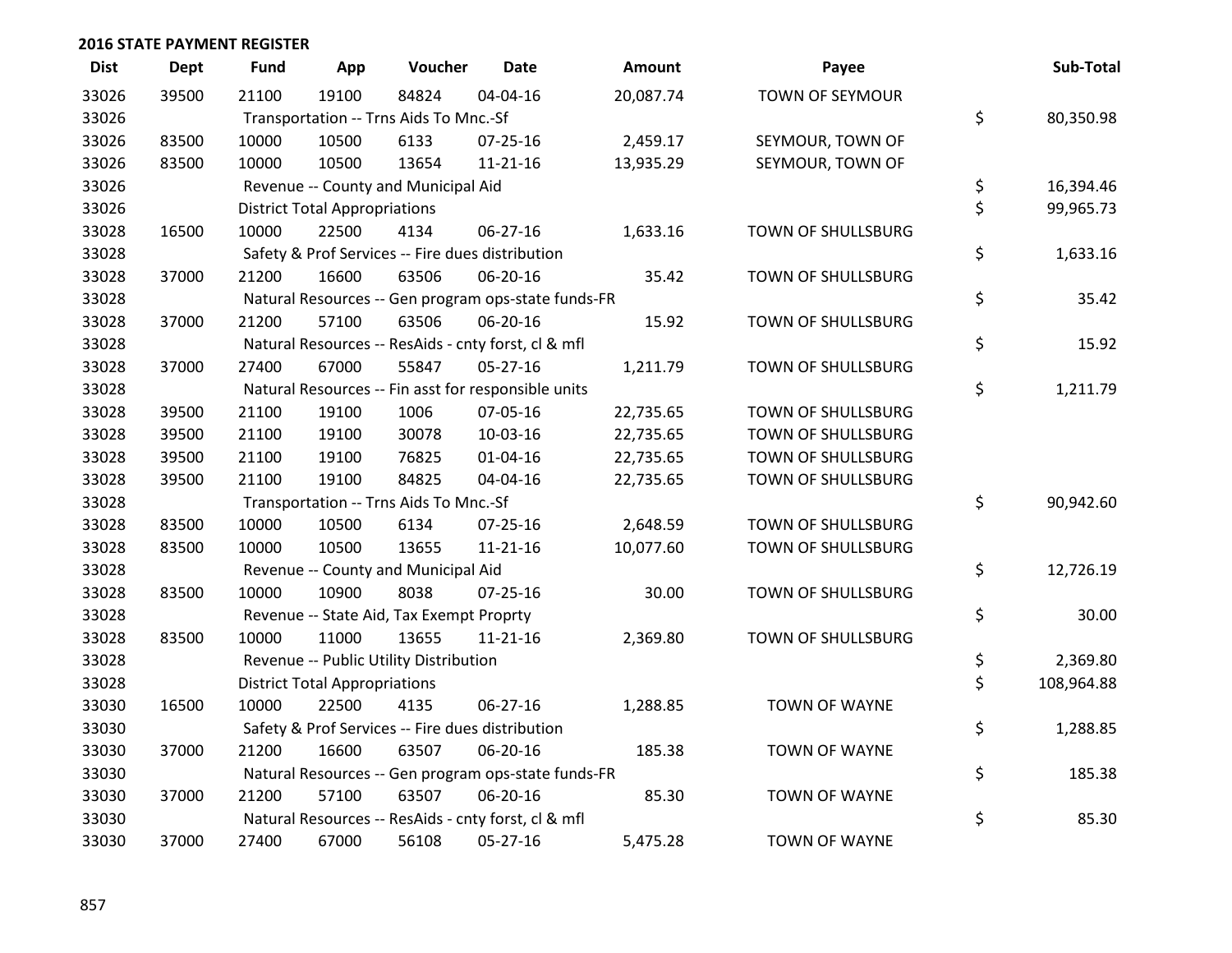## 2016 STATE PAYMENT REGISTER

| Dist | Dept | Fund | App | Voucher | Date | Amount | Payee | Sub-Total |
|---|---|---|---|---|---|---|---|---|
| 33026 | 39500 | 21100 | 19100 | 84824 | 04-04-16 | 20,087.74 | TOWN OF SEYMOUR | |
| 33026 | | Transportation -- Trns Aids To Mnc.-Sf | | | | | | $ 80,350.98 |
| 33026 | 83500 | 10000 | 10500 | 6133 | 07-25-16 | 2,459.17 | SEYMOUR, TOWN OF | |
| 33026 | 83500 | 10000 | 10500 | 13654 | 11-21-16 | 13,935.29 | SEYMOUR, TOWN OF | |
| 33026 | | Revenue -- County and Municipal Aid | | | | | | $ 16,394.46 |
| 33026 | | District Total Appropriations | | | | | | $ 99,965.73 |
| 33028 | 16500 | 10000 | 22500 | 4134 | 06-27-16 | 1,633.16 | TOWN OF SHULLSBURG | |
| 33028 | | Safety & Prof Services -- Fire dues distribution | | | | | | $ 1,633.16 |
| 33028 | 37000 | 21200 | 16600 | 63506 | 06-20-16 | 35.42 | TOWN OF SHULLSBURG | |
| 33028 | | Natural Resources -- Gen program ops-state funds-FR | | | | | | $ 35.42 |
| 33028 | 37000 | 21200 | 57100 | 63506 | 06-20-16 | 15.92 | TOWN OF SHULLSBURG | |
| 33028 | | Natural Resources -- ResAids - cnty forst, cl & mfl | | | | | | $ 15.92 |
| 33028 | 37000 | 27400 | 67000 | 55847 | 05-27-16 | 1,211.79 | TOWN OF SHULLSBURG | |
| 33028 | | Natural Resources -- Fin asst for responsible units | | | | | | $ 1,211.79 |
| 33028 | 39500 | 21100 | 19100 | 1006 | 07-05-16 | 22,735.65 | TOWN OF SHULLSBURG | |
| 33028 | 39500 | 21100 | 19100 | 30078 | 10-03-16 | 22,735.65 | TOWN OF SHULLSBURG | |
| 33028 | 39500 | 21100 | 19100 | 76825 | 01-04-16 | 22,735.65 | TOWN OF SHULLSBURG | |
| 33028 | 39500 | 21100 | 19100 | 84825 | 04-04-16 | 22,735.65 | TOWN OF SHULLSBURG | |
| 33028 | | Transportation -- Trns Aids To Mnc.-Sf | | | | | | $ 90,942.60 |
| 33028 | 83500 | 10000 | 10500 | 6134 | 07-25-16 | 2,648.59 | TOWN OF SHULLSBURG | |
| 33028 | 83500 | 10000 | 10500 | 13655 | 11-21-16 | 10,077.60 | TOWN OF SHULLSBURG | |
| 33028 | | Revenue -- County and Municipal Aid | | | | | | $ 12,726.19 |
| 33028 | 83500 | 10000 | 10900 | 8038 | 07-25-16 | 30.00 | TOWN OF SHULLSBURG | |
| 33028 | | Revenue -- State Aid, Tax Exempt Proprty | | | | | | $ 30.00 |
| 33028 | 83500 | 10000 | 11000 | 13655 | 11-21-16 | 2,369.80 | TOWN OF SHULLSBURG | |
| 33028 | | Revenue -- Public Utility Distribution | | | | | | $ 2,369.80 |
| 33028 | | District Total Appropriations | | | | | | $ 108,964.88 |
| 33030 | 16500 | 10000 | 22500 | 4135 | 06-27-16 | 1,288.85 | TOWN OF WAYNE | |
| 33030 | | Safety & Prof Services -- Fire dues distribution | | | | | | $ 1,288.85 |
| 33030 | 37000 | 21200 | 16600 | 63507 | 06-20-16 | 185.38 | TOWN OF WAYNE | |
| 33030 | | Natural Resources -- Gen program ops-state funds-FR | | | | | | $ 185.38 |
| 33030 | 37000 | 21200 | 57100 | 63507 | 06-20-16 | 85.30 | TOWN OF WAYNE | |
| 33030 | | Natural Resources -- ResAids - cnty forst, cl & mfl | | | | | | $ 85.30 |
| 33030 | 37000 | 27400 | 67000 | 56108 | 05-27-16 | 5,475.28 | TOWN OF WAYNE | |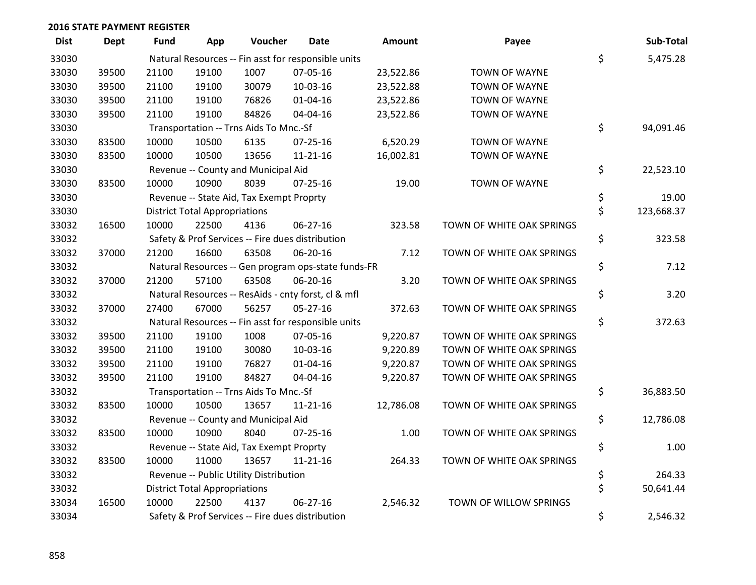## 2016 STATE PAYMENT REGISTER

| Dist | Dept | Fund | App | Voucher | Date | Amount | Payee | | Sub-Total |
|---|---|---|---|---|---|---|---|---|---|
| 33030 | | Natural Resources -- Fin asst for responsible units | | | | | | $ | 5,475.28 |
| 33030 | 39500 | 21100 | 19100 | 1007 | 07-05-16 | 23,522.86 | TOWN OF WAYNE | | |
| 33030 | 39500 | 21100 | 19100 | 30079 | 10-03-16 | 23,522.88 | TOWN OF WAYNE | | |
| 33030 | 39500 | 21100 | 19100 | 76826 | 01-04-16 | 23,522.86 | TOWN OF WAYNE | | |
| 33030 | 39500 | 21100 | 19100 | 84826 | 04-04-16 | 23,522.86 | TOWN OF WAYNE | | |
| 33030 | | Transportation -- Trns Aids To Mnc.-Sf | | | | | | $ | 94,091.46 |
| 33030 | 83500 | 10000 | 10500 | 6135 | 07-25-16 | 6,520.29 | TOWN OF WAYNE | | |
| 33030 | 83500 | 10000 | 10500 | 13656 | 11-21-16 | 16,002.81 | TOWN OF WAYNE | | |
| 33030 | | Revenue -- County and Municipal Aid | | | | | | $ | 22,523.10 |
| 33030 | 83500 | 10000 | 10900 | 8039 | 07-25-16 | 19.00 | TOWN OF WAYNE | | |
| 33030 | | Revenue -- State Aid, Tax Exempt Proprty | | | | | | $ | 19.00 |
| 33030 | | District Total Appropriations | | | | | | $ | 123,668.37 |
| 33032 | 16500 | 10000 | 22500 | 4136 | 06-27-16 | 323.58 | TOWN OF WHITE OAK SPRINGS | | |
| 33032 | | Safety & Prof Services -- Fire dues distribution | | | | | | $ | 323.58 |
| 33032 | 37000 | 21200 | 16600 | 63508 | 06-20-16 | 7.12 | TOWN OF WHITE OAK SPRINGS | | |
| 33032 | | Natural Resources -- Gen program ops-state funds-FR | | | | | | $ | 7.12 |
| 33032 | 37000 | 21200 | 57100 | 63508 | 06-20-16 | 3.20 | TOWN OF WHITE OAK SPRINGS | | |
| 33032 | | Natural Resources -- ResAids - cnty forst, cl & mfl | | | | | | $ | 3.20 |
| 33032 | 37000 | 27400 | 67000 | 56257 | 05-27-16 | 372.63 | TOWN OF WHITE OAK SPRINGS | | |
| 33032 | | Natural Resources -- Fin asst for responsible units | | | | | | $ | 372.63 |
| 33032 | 39500 | 21100 | 19100 | 1008 | 07-05-16 | 9,220.87 | TOWN OF WHITE OAK SPRINGS | | |
| 33032 | 39500 | 21100 | 19100 | 30080 | 10-03-16 | 9,220.89 | TOWN OF WHITE OAK SPRINGS | | |
| 33032 | 39500 | 21100 | 19100 | 76827 | 01-04-16 | 9,220.87 | TOWN OF WHITE OAK SPRINGS | | |
| 33032 | 39500 | 21100 | 19100 | 84827 | 04-04-16 | 9,220.87 | TOWN OF WHITE OAK SPRINGS | | |
| 33032 | | Transportation -- Trns Aids To Mnc.-Sf | | | | | | $ | 36,883.50 |
| 33032 | 83500 | 10000 | 10500 | 13657 | 11-21-16 | 12,786.08 | TOWN OF WHITE OAK SPRINGS | | |
| 33032 | | Revenue -- County and Municipal Aid | | | | | | $ | 12,786.08 |
| 33032 | 83500 | 10000 | 10900 | 8040 | 07-25-16 | 1.00 | TOWN OF WHITE OAK SPRINGS | | |
| 33032 | | Revenue -- State Aid, Tax Exempt Proprty | | | | | | $ | 1.00 |
| 33032 | 83500 | 10000 | 11000 | 13657 | 11-21-16 | 264.33 | TOWN OF WHITE OAK SPRINGS | | |
| 33032 | | Revenue -- Public Utility Distribution | | | | | | $ | 264.33 |
| 33032 | | District Total Appropriations | | | | | | $ | 50,641.44 |
| 33034 | 16500 | 10000 | 22500 | 4137 | 06-27-16 | 2,546.32 | TOWN OF WILLOW SPRINGS | | |
| 33034 | | Safety & Prof Services -- Fire dues distribution | | | | | | $ | 2,546.32 |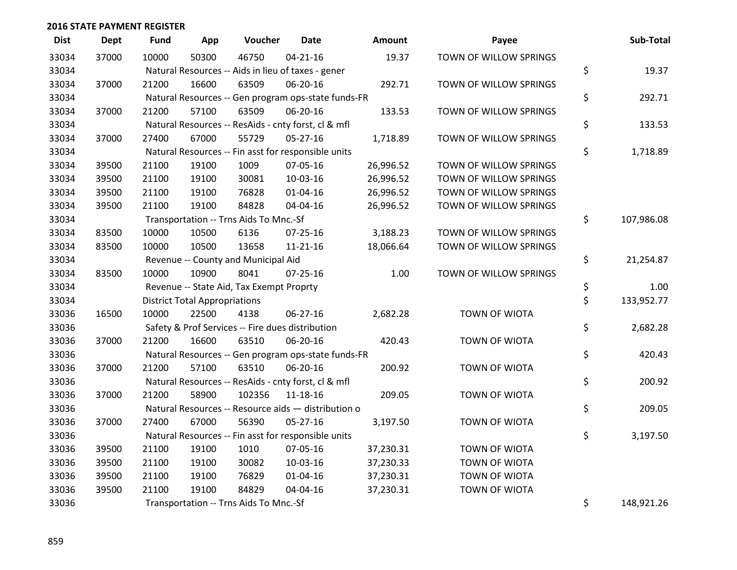## 2016 STATE PAYMENT REGISTER

| Dist | Dept | Fund | App | Voucher | Date | Amount | Payee | Sub-Total |
|---|---|---|---|---|---|---|---|---|
| 33034 | 37000 | 10000 | 50300 | 46750 | 04-21-16 | 19.37 | TOWN OF WILLOW SPRINGS | |
| 33034 | | Natural Resources -- Aids in lieu of taxes - gener | | | | | | $ 19.37 |
| 33034 | 37000 | 21200 | 16600 | 63509 | 06-20-16 | 292.71 | TOWN OF WILLOW SPRINGS | |
| 33034 | | Natural Resources -- Gen program ops-state funds-FR | | | | | | $ 292.71 |
| 33034 | 37000 | 21200 | 57100 | 63509 | 06-20-16 | 133.53 | TOWN OF WILLOW SPRINGS | |
| 33034 | | Natural Resources -- ResAids - cnty forst, cl & mfl | | | | | | $ 133.53 |
| 33034 | 37000 | 27400 | 67000 | 55729 | 05-27-16 | 1,718.89 | TOWN OF WILLOW SPRINGS | |
| 33034 | | Natural Resources -- Fin asst for responsible units | | | | | | $ 1,718.89 |
| 33034 | 39500 | 21100 | 19100 | 1009 | 07-05-16 | 26,996.52 | TOWN OF WILLOW SPRINGS | |
| 33034 | 39500 | 21100 | 19100 | 30081 | 10-03-16 | 26,996.52 | TOWN OF WILLOW SPRINGS | |
| 33034 | 39500 | 21100 | 19100 | 76828 | 01-04-16 | 26,996.52 | TOWN OF WILLOW SPRINGS | |
| 33034 | 39500 | 21100 | 19100 | 84828 | 04-04-16 | 26,996.52 | TOWN OF WILLOW SPRINGS | |
| 33034 | | Transportation -- Trns Aids To Mnc.-Sf | | | | | | $ 107,986.08 |
| 33034 | 83500 | 10000 | 10500 | 6136 | 07-25-16 | 3,188.23 | TOWN OF WILLOW SPRINGS | |
| 33034 | 83500 | 10000 | 10500 | 13658 | 11-21-16 | 18,066.64 | TOWN OF WILLOW SPRINGS | |
| 33034 | | Revenue -- County and Municipal Aid | | | | | | $ 21,254.87 |
| 33034 | 83500 | 10000 | 10900 | 8041 | 07-25-16 | 1.00 | TOWN OF WILLOW SPRINGS | |
| 33034 | | Revenue -- State Aid, Tax Exempt Proprty | | | | | | $ 1.00 |
| 33034 | | District Total Appropriations | | | | | | $ 133,952.77 |
| 33036 | 16500 | 10000 | 22500 | 4138 | 06-27-16 | 2,682.28 | TOWN OF WIOTA | |
| 33036 | | Safety & Prof Services -- Fire dues distribution | | | | | | $ 2,682.28 |
| 33036 | 37000 | 21200 | 16600 | 63510 | 06-20-16 | 420.43 | TOWN OF WIOTA | |
| 33036 | | Natural Resources -- Gen program ops-state funds-FR | | | | | | $ 420.43 |
| 33036 | 37000 | 21200 | 57100 | 63510 | 06-20-16 | 200.92 | TOWN OF WIOTA | |
| 33036 | | Natural Resources -- ResAids - cnty forst, cl & mfl | | | | | | $ 200.92 |
| 33036 | 37000 | 21200 | 58900 | 102356 | 11-18-16 | 209.05 | TOWN OF WIOTA | |
| 33036 | | Natural Resources -- Resource aids — distribution o | | | | | | $ 209.05 |
| 33036 | 37000 | 27400 | 67000 | 56390 | 05-27-16 | 3,197.50 | TOWN OF WIOTA | |
| 33036 | | Natural Resources -- Fin asst for responsible units | | | | | | $ 3,197.50 |
| 33036 | 39500 | 21100 | 19100 | 1010 | 07-05-16 | 37,230.31 | TOWN OF WIOTA | |
| 33036 | 39500 | 21100 | 19100 | 30082 | 10-03-16 | 37,230.33 | TOWN OF WIOTA | |
| 33036 | 39500 | 21100 | 19100 | 76829 | 01-04-16 | 37,230.31 | TOWN OF WIOTA | |
| 33036 | 39500 | 21100 | 19100 | 84829 | 04-04-16 | 37,230.31 | TOWN OF WIOTA | |
| 33036 | | Transportation -- Trns Aids To Mnc.-Sf | | | | | | $ 148,921.26 |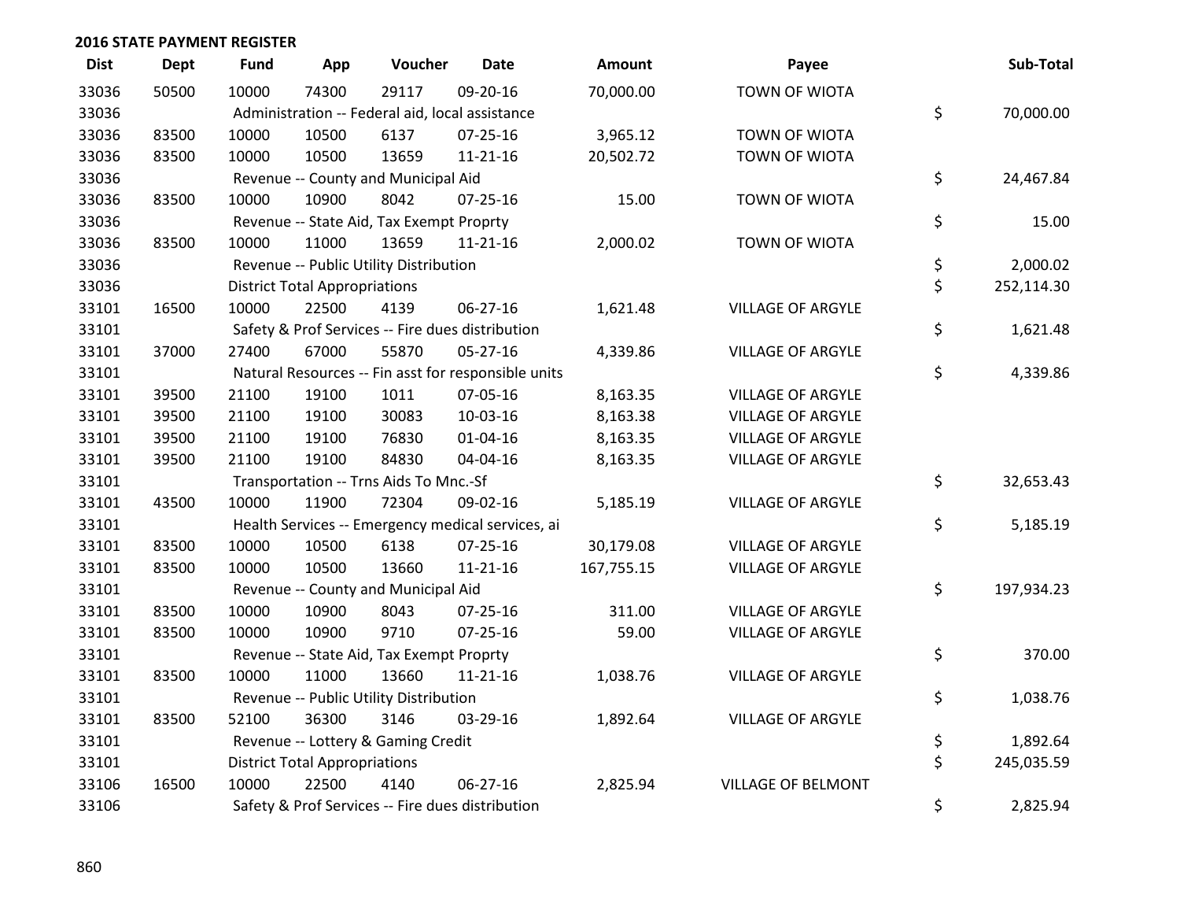## 2016 STATE PAYMENT REGISTER

| Dist | Dept | Fund | App | Voucher | Date | Amount | Payee | Sub-Total |
|---|---|---|---|---|---|---|---|---|
| 33036 | 50500 | 10000 | 74300 | 29117 | 09-20-16 | 70,000.00 | TOWN OF WIOTA | |
| 33036 | | Administration -- Federal aid, local assistance | | | | | | $ 70,000.00 |
| 33036 | 83500 | 10000 | 10500 | 6137 | 07-25-16 | 3,965.12 | TOWN OF WIOTA | |
| 33036 | 83500 | 10000 | 10500 | 13659 | 11-21-16 | 20,502.72 | TOWN OF WIOTA | |
| 33036 | | Revenue -- County and Municipal Aid | | | | | | $ 24,467.84 |
| 33036 | 83500 | 10000 | 10900 | 8042 | 07-25-16 | 15.00 | TOWN OF WIOTA | |
| 33036 | | Revenue -- State Aid, Tax Exempt Proprty | | | | | | $ 15.00 |
| 33036 | 83500 | 10000 | 11000 | 13659 | 11-21-16 | 2,000.02 | TOWN OF WIOTA | |
| 33036 | | Revenue -- Public Utility Distribution | | | | | | $ 2,000.02 |
| 33036 | | District Total Appropriations | | | | | | $ 252,114.30 |
| 33101 | 16500 | 10000 | 22500 | 4139 | 06-27-16 | 1,621.48 | VILLAGE OF ARGYLE | |
| 33101 | | Safety & Prof Services -- Fire dues distribution | | | | | | $ 1,621.48 |
| 33101 | 37000 | 27400 | 67000 | 55870 | 05-27-16 | 4,339.86 | VILLAGE OF ARGYLE | |
| 33101 | | Natural Resources -- Fin asst for responsible units | | | | | | $ 4,339.86 |
| 33101 | 39500 | 21100 | 19100 | 1011 | 07-05-16 | 8,163.35 | VILLAGE OF ARGYLE | |
| 33101 | 39500 | 21100 | 19100 | 30083 | 10-03-16 | 8,163.38 | VILLAGE OF ARGYLE | |
| 33101 | 39500 | 21100 | 19100 | 76830 | 01-04-16 | 8,163.35 | VILLAGE OF ARGYLE | |
| 33101 | 39500 | 21100 | 19100 | 84830 | 04-04-16 | 8,163.35 | VILLAGE OF ARGYLE | |
| 33101 | | Transportation -- Trns Aids To Mnc.-Sf | | | | | | $ 32,653.43 |
| 33101 | 43500 | 10000 | 11900 | 72304 | 09-02-16 | 5,185.19 | VILLAGE OF ARGYLE | |
| 33101 | | Health Services -- Emergency medical services, ai | | | | | | $ 5,185.19 |
| 33101 | 83500 | 10000 | 10500 | 6138 | 07-25-16 | 30,179.08 | VILLAGE OF ARGYLE | |
| 33101 | 83500 | 10000 | 10500 | 13660 | 11-21-16 | 167,755.15 | VILLAGE OF ARGYLE | |
| 33101 | | Revenue -- County and Municipal Aid | | | | | | $ 197,934.23 |
| 33101 | 83500 | 10000 | 10900 | 8043 | 07-25-16 | 311.00 | VILLAGE OF ARGYLE | |
| 33101 | 83500 | 10000 | 10900 | 9710 | 07-25-16 | 59.00 | VILLAGE OF ARGYLE | |
| 33101 | | Revenue -- State Aid, Tax Exempt Proprty | | | | | | $ 370.00 |
| 33101 | 83500 | 10000 | 11000 | 13660 | 11-21-16 | 1,038.76 | VILLAGE OF ARGYLE | |
| 33101 | | Revenue -- Public Utility Distribution | | | | | | $ 1,038.76 |
| 33101 | 83500 | 52100 | 36300 | 3146 | 03-29-16 | 1,892.64 | VILLAGE OF ARGYLE | |
| 33101 | | Revenue -- Lottery & Gaming Credit | | | | | | $ 1,892.64 |
| 33101 | | District Total Appropriations | | | | | | $ 245,035.59 |
| 33106 | 16500 | 10000 | 22500 | 4140 | 06-27-16 | 2,825.94 | VILLAGE OF BELMONT | |
| 33106 | | Safety & Prof Services -- Fire dues distribution | | | | | | $ 2,825.94 |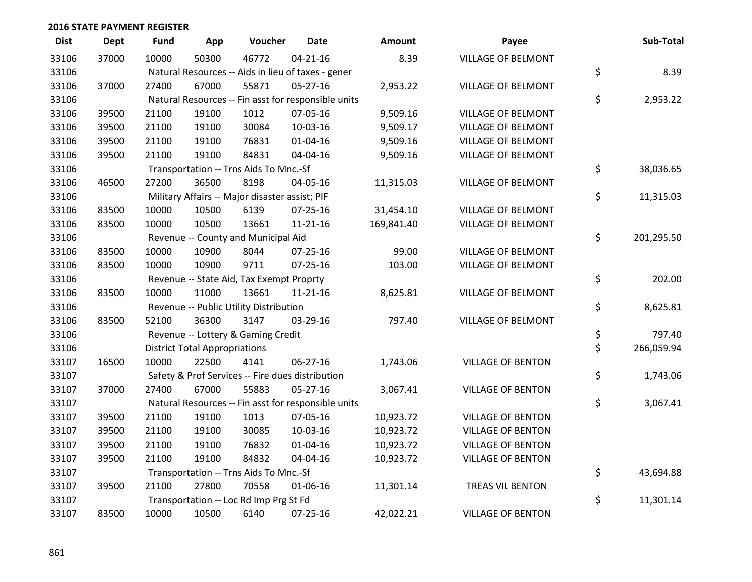## 2016 STATE PAYMENT REGISTER

| Dist | Dept | Fund | App | Voucher | Date | Amount | Payee | Sub-Total |
|---|---|---|---|---|---|---|---|---|
| 33106 | 37000 | 10000 | 50300 | 46772 | 04-21-16 | 8.39 | VILLAGE OF BELMONT | |
| 33106 | | Natural Resources -- Aids in lieu of taxes - gener | | | | | | $ 8.39 |
| 33106 | 37000 | 27400 | 67000 | 55871 | 05-27-16 | 2,953.22 | VILLAGE OF BELMONT | |
| 33106 | | Natural Resources -- Fin asst for responsible units | | | | | | $ 2,953.22 |
| 33106 | 39500 | 21100 | 19100 | 1012 | 07-05-16 | 9,509.16 | VILLAGE OF BELMONT | |
| 33106 | 39500 | 21100 | 19100 | 30084 | 10-03-16 | 9,509.17 | VILLAGE OF BELMONT | |
| 33106 | 39500 | 21100 | 19100 | 76831 | 01-04-16 | 9,509.16 | VILLAGE OF BELMONT | |
| 33106 | 39500 | 21100 | 19100 | 84831 | 04-04-16 | 9,509.16 | VILLAGE OF BELMONT | |
| 33106 | | Transportation -- Trns Aids To Mnc.-Sf | | | | | | $ 38,036.65 |
| 33106 | 46500 | 27200 | 36500 | 8198 | 04-05-16 | 11,315.03 | VILLAGE OF BELMONT | |
| 33106 | | Military Affairs -- Major disaster assist; PIF | | | | | | $ 11,315.03 |
| 33106 | 83500 | 10000 | 10500 | 6139 | 07-25-16 | 31,454.10 | VILLAGE OF BELMONT | |
| 33106 | 83500 | 10000 | 10500 | 13661 | 11-21-16 | 169,841.40 | VILLAGE OF BELMONT | |
| 33106 | | Revenue -- County and Municipal Aid | | | | | | $ 201,295.50 |
| 33106 | 83500 | 10000 | 10900 | 8044 | 07-25-16 | 99.00 | VILLAGE OF BELMONT | |
| 33106 | 83500 | 10000 | 10900 | 9711 | 07-25-16 | 103.00 | VILLAGE OF BELMONT | |
| 33106 | | Revenue -- State Aid, Tax Exempt Proprty | | | | | | $ 202.00 |
| 33106 | 83500 | 10000 | 11000 | 13661 | 11-21-16 | 8,625.81 | VILLAGE OF BELMONT | |
| 33106 | | Revenue -- Public Utility Distribution | | | | | | $ 8,625.81 |
| 33106 | 83500 | 52100 | 36300 | 3147 | 03-29-16 | 797.40 | VILLAGE OF BELMONT | |
| 33106 | | Revenue -- Lottery & Gaming Credit | | | | | | $ 797.40 |
| 33106 | | District Total Appropriations | | | | | | $ 266,059.94 |
| 33107 | 16500 | 10000 | 22500 | 4141 | 06-27-16 | 1,743.06 | VILLAGE OF BENTON | |
| 33107 | | Safety & Prof Services -- Fire dues distribution | | | | | | $ 1,743.06 |
| 33107 | 37000 | 27400 | 67000 | 55883 | 05-27-16 | 3,067.41 | VILLAGE OF BENTON | |
| 33107 | | Natural Resources -- Fin asst for responsible units | | | | | | $ 3,067.41 |
| 33107 | 39500 | 21100 | 19100 | 1013 | 07-05-16 | 10,923.72 | VILLAGE OF BENTON | |
| 33107 | 39500 | 21100 | 19100 | 30085 | 10-03-16 | 10,923.72 | VILLAGE OF BENTON | |
| 33107 | 39500 | 21100 | 19100 | 76832 | 01-04-16 | 10,923.72 | VILLAGE OF BENTON | |
| 33107 | 39500 | 21100 | 19100 | 84832 | 04-04-16 | 10,923.72 | VILLAGE OF BENTON | |
| 33107 | | Transportation -- Trns Aids To Mnc.-Sf | | | | | | $ 43,694.88 |
| 33107 | 39500 | 21100 | 27800 | 70558 | 01-06-16 | 11,301.14 | TREAS VIL BENTON | |
| 33107 | | Transportation -- Loc Rd Imp Prg St Fd | | | | | | $ 11,301.14 |
| 33107 | 83500 | 10000 | 10500 | 6140 | 07-25-16 | 42,022.21 | VILLAGE OF BENTON | |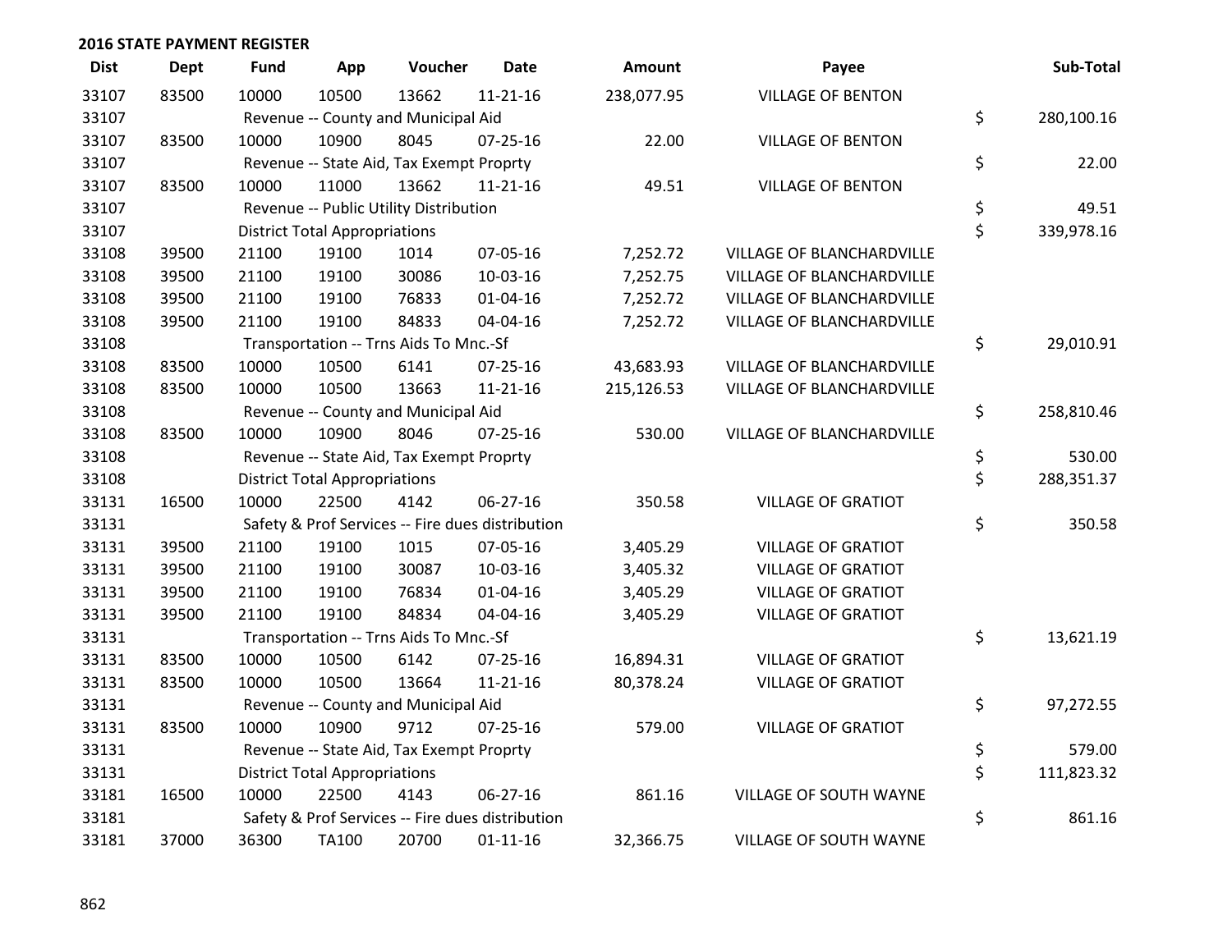## 2016 STATE PAYMENT REGISTER

| Dist | Dept | Fund | App | Voucher | Date | Amount | Payee | Sub-Total |
|---|---|---|---|---|---|---|---|---|
| 33107 | 83500 | 10000 | 10500 | 13662 | 11-21-16 | 238,077.95 | VILLAGE OF BENTON | |
| 33107 | | Revenue -- County and Municipal Aid | | | | | | $ 280,100.16 |
| 33107 | 83500 | 10000 | 10900 | 8045 | 07-25-16 | 22.00 | VILLAGE OF BENTON | |
| 33107 | | Revenue -- State Aid, Tax Exempt Proprty | | | | | | $ 22.00 |
| 33107 | 83500 | 10000 | 11000 | 13662 | 11-21-16 | 49.51 | VILLAGE OF BENTON | |
| 33107 | | Revenue -- Public Utility Distribution | | | | | | $ 49.51 |
| 33107 | | District Total Appropriations | | | | | | $ 339,978.16 |
| 33108 | 39500 | 21100 | 19100 | 1014 | 07-05-16 | 7,252.72 | VILLAGE OF BLANCHARDVILLE | |
| 33108 | 39500 | 21100 | 19100 | 30086 | 10-03-16 | 7,252.75 | VILLAGE OF BLANCHARDVILLE | |
| 33108 | 39500 | 21100 | 19100 | 76833 | 01-04-16 | 7,252.72 | VILLAGE OF BLANCHARDVILLE | |
| 33108 | 39500 | 21100 | 19100 | 84833 | 04-04-16 | 7,252.72 | VILLAGE OF BLANCHARDVILLE | |
| 33108 | | Transportation -- Trns Aids To Mnc.-Sf | | | | | | $ 29,010.91 |
| 33108 | 83500 | 10000 | 10500 | 6141 | 07-25-16 | 43,683.93 | VILLAGE OF BLANCHARDVILLE | |
| 33108 | 83500 | 10000 | 10500 | 13663 | 11-21-16 | 215,126.53 | VILLAGE OF BLANCHARDVILLE | |
| 33108 | | Revenue -- County and Municipal Aid | | | | | | $ 258,810.46 |
| 33108 | 83500 | 10000 | 10900 | 8046 | 07-25-16 | 530.00 | VILLAGE OF BLANCHARDVILLE | |
| 33108 | | Revenue -- State Aid, Tax Exempt Proprty | | | | | | $ 530.00 |
| 33108 | | District Total Appropriations | | | | | | $ 288,351.37 |
| 33131 | 16500 | 10000 | 22500 | 4142 | 06-27-16 | 350.58 | VILLAGE OF GRATIOT | |
| 33131 | | Safety & Prof Services -- Fire dues distribution | | | | | | $ 350.58 |
| 33131 | 39500 | 21100 | 19100 | 1015 | 07-05-16 | 3,405.29 | VILLAGE OF GRATIOT | |
| 33131 | 39500 | 21100 | 19100 | 30087 | 10-03-16 | 3,405.32 | VILLAGE OF GRATIOT | |
| 33131 | 39500 | 21100 | 19100 | 76834 | 01-04-16 | 3,405.29 | VILLAGE OF GRATIOT | |
| 33131 | 39500 | 21100 | 19100 | 84834 | 04-04-16 | 3,405.29 | VILLAGE OF GRATIOT | |
| 33131 | | Transportation -- Trns Aids To Mnc.-Sf | | | | | | $ 13,621.19 |
| 33131 | 83500 | 10000 | 10500 | 6142 | 07-25-16 | 16,894.31 | VILLAGE OF GRATIOT | |
| 33131 | 83500 | 10000 | 10500 | 13664 | 11-21-16 | 80,378.24 | VILLAGE OF GRATIOT | |
| 33131 | | Revenue -- County and Municipal Aid | | | | | | $ 97,272.55 |
| 33131 | 83500 | 10000 | 10900 | 9712 | 07-25-16 | 579.00 | VILLAGE OF GRATIOT | |
| 33131 | | Revenue -- State Aid, Tax Exempt Proprty | | | | | | $ 579.00 |
| 33131 | | District Total Appropriations | | | | | | $ 111,823.32 |
| 33181 | 16500 | 10000 | 22500 | 4143 | 06-27-16 | 861.16 | VILLAGE OF SOUTH WAYNE | |
| 33181 | | Safety & Prof Services -- Fire dues distribution | | | | | | $ 861.16 |
| 33181 | 37000 | 36300 | TA100 | 20700 | 01-11-16 | 32,366.75 | VILLAGE OF SOUTH WAYNE | |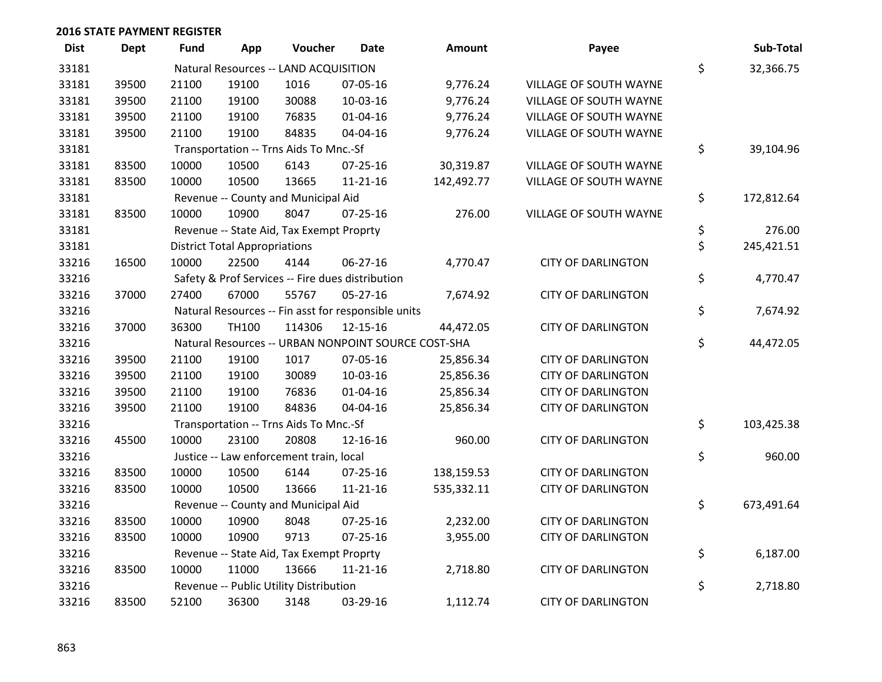## 2016 STATE PAYMENT REGISTER

| Dist | Dept | Fund | App | Voucher | Date | Amount | Payee | Sub-Total |
|---|---|---|---|---|---|---|---|---|
| 33181 | | Natural Resources -- LAND ACQUISITION | | | | | | $ 32,366.75 |
| 33181 | 39500 | 21100 | 19100 | 1016 | 07-05-16 | 9,776.24 | VILLAGE OF SOUTH WAYNE | |
| 33181 | 39500 | 21100 | 19100 | 30088 | 10-03-16 | 9,776.24 | VILLAGE OF SOUTH WAYNE | |
| 33181 | 39500 | 21100 | 19100 | 76835 | 01-04-16 | 9,776.24 | VILLAGE OF SOUTH WAYNE | |
| 33181 | 39500 | 21100 | 19100 | 84835 | 04-04-16 | 9,776.24 | VILLAGE OF SOUTH WAYNE | |
| 33181 | | Transportation -- Trns Aids To Mnc.-Sf | | | | | | $ 39,104.96 |
| 33181 | 83500 | 10000 | 10500 | 6143 | 07-25-16 | 30,319.87 | VILLAGE OF SOUTH WAYNE | |
| 33181 | 83500 | 10000 | 10500 | 13665 | 11-21-16 | 142,492.77 | VILLAGE OF SOUTH WAYNE | |
| 33181 | | Revenue -- County and Municipal Aid | | | | | | $ 172,812.64 |
| 33181 | 83500 | 10000 | 10900 | 8047 | 07-25-16 | 276.00 | VILLAGE OF SOUTH WAYNE | |
| 33181 | | Revenue -- State Aid, Tax Exempt Proprty | | | | | | $ 276.00 |
| 33181 | | District Total Appropriations | | | | | | $ 245,421.51 |
| 33216 | 16500 | 10000 | 22500 | 4144 | 06-27-16 | 4,770.47 | CITY OF DARLINGTON | |
| 33216 | | Safety & Prof Services -- Fire dues distribution | | | | | | $ 4,770.47 |
| 33216 | 37000 | 27400 | 67000 | 55767 | 05-27-16 | 7,674.92 | CITY OF DARLINGTON | |
| 33216 | | Natural Resources -- Fin asst for responsible units | | | | | | $ 7,674.92 |
| 33216 | 37000 | 36300 | TH100 | 114306 | 12-15-16 | 44,472.05 | CITY OF DARLINGTON | |
| 33216 | | Natural Resources -- URBAN NONPOINT SOURCE COST-SHA | | | | | | $ 44,472.05 |
| 33216 | 39500 | 21100 | 19100 | 1017 | 07-05-16 | 25,856.34 | CITY OF DARLINGTON | |
| 33216 | 39500 | 21100 | 19100 | 30089 | 10-03-16 | 25,856.36 | CITY OF DARLINGTON | |
| 33216 | 39500 | 21100 | 19100 | 76836 | 01-04-16 | 25,856.34 | CITY OF DARLINGTON | |
| 33216 | 39500 | 21100 | 19100 | 84836 | 04-04-16 | 25,856.34 | CITY OF DARLINGTON | |
| 33216 | | Transportation -- Trns Aids To Mnc.-Sf | | | | | | $ 103,425.38 |
| 33216 | 45500 | 10000 | 23100 | 20808 | 12-16-16 | 960.00 | CITY OF DARLINGTON | |
| 33216 | | Justice -- Law enforcement train, local | | | | | | $ 960.00 |
| 33216 | 83500 | 10000 | 10500 | 6144 | 07-25-16 | 138,159.53 | CITY OF DARLINGTON | |
| 33216 | 83500 | 10000 | 10500 | 13666 | 11-21-16 | 535,332.11 | CITY OF DARLINGTON | |
| 33216 | | Revenue -- County and Municipal Aid | | | | | | $ 673,491.64 |
| 33216 | 83500 | 10000 | 10900 | 8048 | 07-25-16 | 2,232.00 | CITY OF DARLINGTON | |
| 33216 | 83500 | 10000 | 10900 | 9713 | 07-25-16 | 3,955.00 | CITY OF DARLINGTON | |
| 33216 | | Revenue -- State Aid, Tax Exempt Proprty | | | | | | $ 6,187.00 |
| 33216 | 83500 | 10000 | 11000 | 13666 | 11-21-16 | 2,718.80 | CITY OF DARLINGTON | |
| 33216 | | Revenue -- Public Utility Distribution | | | | | | $ 2,718.80 |
| 33216 | 83500 | 52100 | 36300 | 3148 | 03-29-16 | 1,112.74 | CITY OF DARLINGTON | |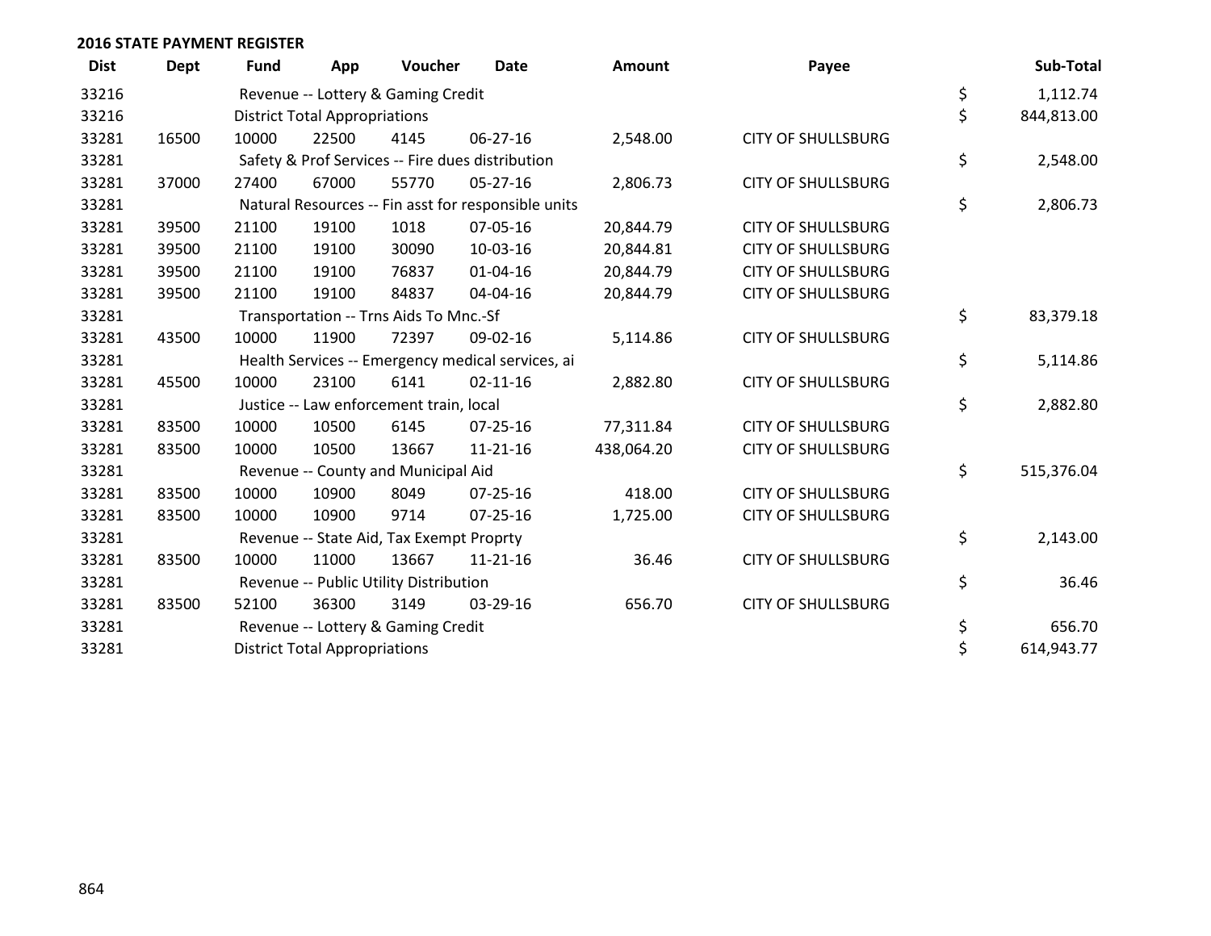**2016 STATE PAYMENT REGISTER**

| Dist | Dept | Fund | App | Voucher | Date | Amount | Payee | Sub-Total |
|---|---|---|---|---|---|---|---|---|
| 33216 | | Revenue -- Lottery & Gaming Credit | | | | | | $ 1,112.74 |
| 33216 | | District Total Appropriations | | | | | | $ 844,813.00 |
| 33281 | 16500 | 10000 | 22500 | 4145 | 06-27-16 | 2,548.00 | CITY OF SHULLSBURG | |
| 33281 | | Safety & Prof Services -- Fire dues distribution | | | | | | $ 2,548.00 |
| 33281 | 37000 | 27400 | 67000 | 55770 | 05-27-16 | 2,806.73 | CITY OF SHULLSBURG | |
| 33281 | | Natural Resources -- Fin asst for responsible units | | | | | | $ 2,806.73 |
| 33281 | 39500 | 21100 | 19100 | 1018 | 07-05-16 | 20,844.79 | CITY OF SHULLSBURG | |
| 33281 | 39500 | 21100 | 19100 | 30090 | 10-03-16 | 20,844.81 | CITY OF SHULLSBURG | |
| 33281 | 39500 | 21100 | 19100 | 76837 | 01-04-16 | 20,844.79 | CITY OF SHULLSBURG | |
| 33281 | 39500 | 21100 | 19100 | 84837 | 04-04-16 | 20,844.79 | CITY OF SHULLSBURG | |
| 33281 | | Transportation -- Trns Aids To Mnc.-Sf | | | | | | $ 83,379.18 |
| 33281 | 43500 | 10000 | 11900 | 72397 | 09-02-16 | 5,114.86 | CITY OF SHULLSBURG | |
| 33281 | | Health Services -- Emergency medical services, ai | | | | | | $ 5,114.86 |
| 33281 | 45500 | 10000 | 23100 | 6141 | 02-11-16 | 2,882.80 | CITY OF SHULLSBURG | |
| 33281 | | Justice -- Law enforcement train, local | | | | | | $ 2,882.80 |
| 33281 | 83500 | 10000 | 10500 | 6145 | 07-25-16 | 77,311.84 | CITY OF SHULLSBURG | |
| 33281 | 83500 | 10000 | 10500 | 13667 | 11-21-16 | 438,064.20 | CITY OF SHULLSBURG | |
| 33281 | | Revenue -- County and Municipal Aid | | | | | | $ 515,376.04 |
| 33281 | 83500 | 10000 | 10900 | 8049 | 07-25-16 | 418.00 | CITY OF SHULLSBURG | |
| 33281 | 83500 | 10000 | 10900 | 9714 | 07-25-16 | 1,725.00 | CITY OF SHULLSBURG | |
| 33281 | | Revenue -- State Aid, Tax Exempt Proprty | | | | | | $ 2,143.00 |
| 33281 | 83500 | 10000 | 11000 | 13667 | 11-21-16 | 36.46 | CITY OF SHULLSBURG | |
| 33281 | | Revenue -- Public Utility Distribution | | | | | | $ 36.46 |
| 33281 | 83500 | 52100 | 36300 | 3149 | 03-29-16 | 656.70 | CITY OF SHULLSBURG | |
| 33281 | | Revenue -- Lottery & Gaming Credit | | | | | | $ 656.70 |
| 33281 | | District Total Appropriations | | | | | | $ 614,943.77 |